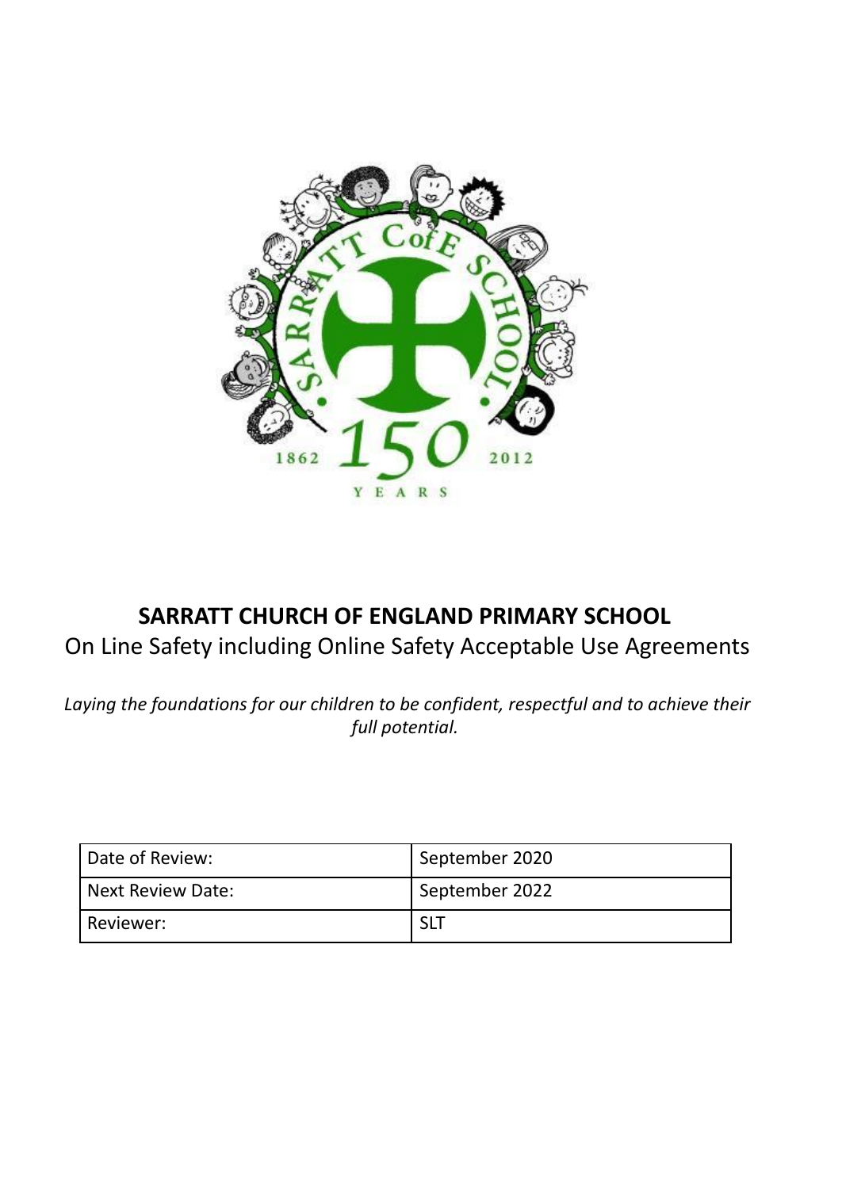# SARRATT CHURCH OF ENGLAND PRIMARY SCHOOL

On Line Safety including Online Safety Acceptable Use Agreements

*Laying the foundations for our children to be confident, respectful and to achieve their full potential.*

| Date of Review: | September 2020 |
|---|---|
| Next Review Date: | September 2022 |
| Reviewer: | SLT |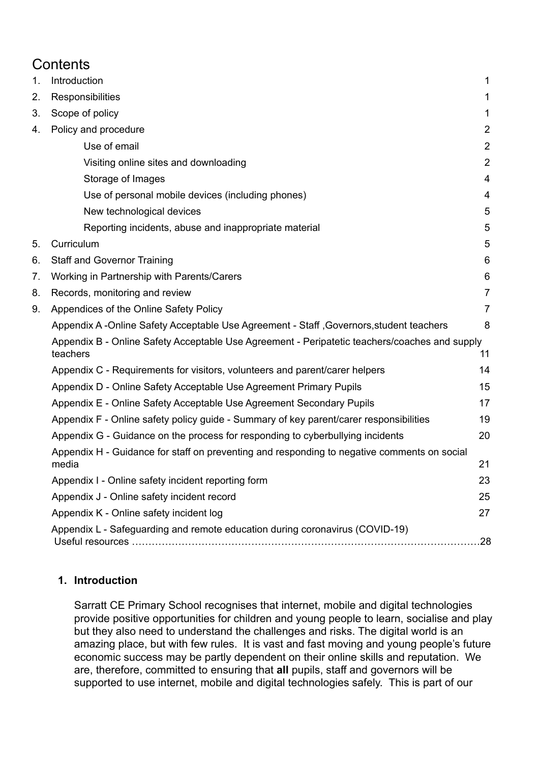# Contents

| | | |
|---|---|---|
| 1. | Introduction | 1 |
| 2. | Responsibilities | 1 |
| 3. | Scope of policy | 1 |
| 4. | Policy and procedure | 2 |
| | Use of email | 2 |
| | Visiting online sites and downloading | 2 |
| | Storage of Images | 4 |
| | Use of personal mobile devices (including phones) | 4 |
| | New technological devices | 5 |
| | Reporting incidents, abuse and inappropriate material | 5 |
| 5. | Curriculum | 5 |
| 6. | Staff and Governor Training | 6 |
| 7. | Working in Partnership with Parents/Carers | 6 |
| 8. | Records, monitoring and review | 7 |
| 9. | Appendices of the Online Safety Policy | 7 |
| | Appendix A -Online Safety Acceptable Use Agreement - Staff ,Governors,student teachers | 8 |
| | Appendix B - Online Safety Acceptable Use Agreement - Peripatetic teachers/coaches and supply teachers | 11 |
| | Appendix C - Requirements for visitors, volunteers and parent/carer helpers | 14 |
| | Appendix D - Online Safety Acceptable Use Agreement Primary Pupils | 15 |
| | Appendix E - Online Safety Acceptable Use Agreement Secondary Pupils | 17 |
| | Appendix F - Online safety policy guide - Summary of key parent/carer responsibilities | 19 |
| | Appendix G - Guidance on the process for responding to cyberbullying incidents | 20 |
| | Appendix H - Guidance for staff on preventing and responding to negative comments on social media | 21 |
| | Appendix I - Online safety incident reporting form | 23 |
| | Appendix J - Online safety incident record | 25 |
| | Appendix K - Online safety incident log | 27 |
| | Appendix L - Safeguarding and remote education during coronavirus (COVID-19) Useful resources | 28 |

## 1. Introduction

Sarratt CE Primary School recognises that internet, mobile and digital technologies provide positive opportunities for children and young people to learn, socialise and play but they also need to understand the challenges and risks. The digital world is an amazing place, but with few rules. It is vast and fast moving and young people's future economic success may be partly dependent on their online skills and reputation. We are, therefore, committed to ensuring that **all** pupils, staff and governors will be supported to use internet, mobile and digital technologies safely. This is part of our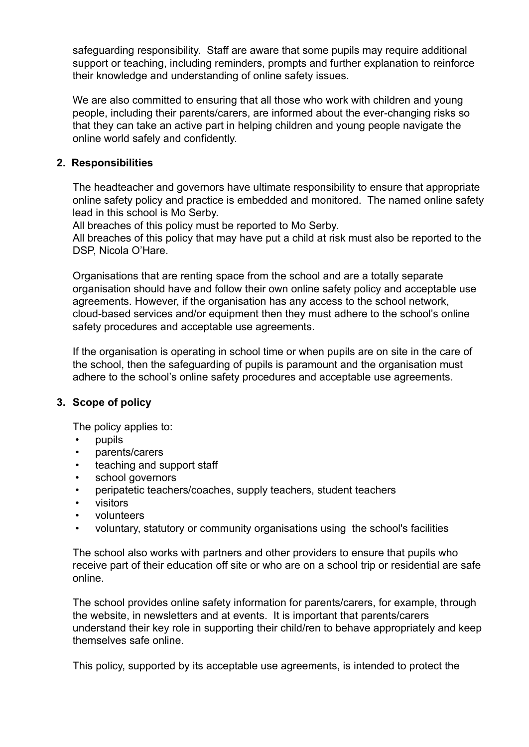safeguarding responsibility. Staff are aware that some pupils may require additional support or teaching, including reminders, prompts and further explanation to reinforce their knowledge and understanding of online safety issues.

We are also committed to ensuring that all those who work with children and young people, including their parents/carers, are informed about the ever-changing risks so that they can take an active part in helping children and young people navigate the online world safely and confidently.

## 2. Responsibilities

The headteacher and governors have ultimate responsibility to ensure that appropriate online safety policy and practice is embedded and monitored. The named online safety lead in this school is Mo Serby.
All breaches of this policy must be reported to Mo Serby.
All breaches of this policy that may have put a child at risk must also be reported to the DSP, Nicola O'Hare.

Organisations that are renting space from the school and are a totally separate organisation should have and follow their own online safety policy and acceptable use agreements. However, if the organisation has any access to the school network, cloud-based services and/or equipment then they must adhere to the school's online safety procedures and acceptable use agreements.

If the organisation is operating in school time or when pupils are on site in the care of the school, then the safeguarding of pupils is paramount and the organisation must adhere to the school's online safety procedures and acceptable use agreements.

## 3. Scope of policy

The policy applies to:

- pupils
- parents/carers
- teaching and support staff
- school governors
- peripatetic teachers/coaches, supply teachers, student teachers
- visitors
- volunteers
- voluntary, statutory or community organisations using the school's facilities

The school also works with partners and other providers to ensure that pupils who receive part of their education off site or who are on a school trip or residential are safe online.

The school provides online safety information for parents/carers, for example, through the website, in newsletters and at events. It is important that parents/carers understand their key role in supporting their child/ren to behave appropriately and keep themselves safe online.

This policy, supported by its acceptable use agreements, is intended to protect the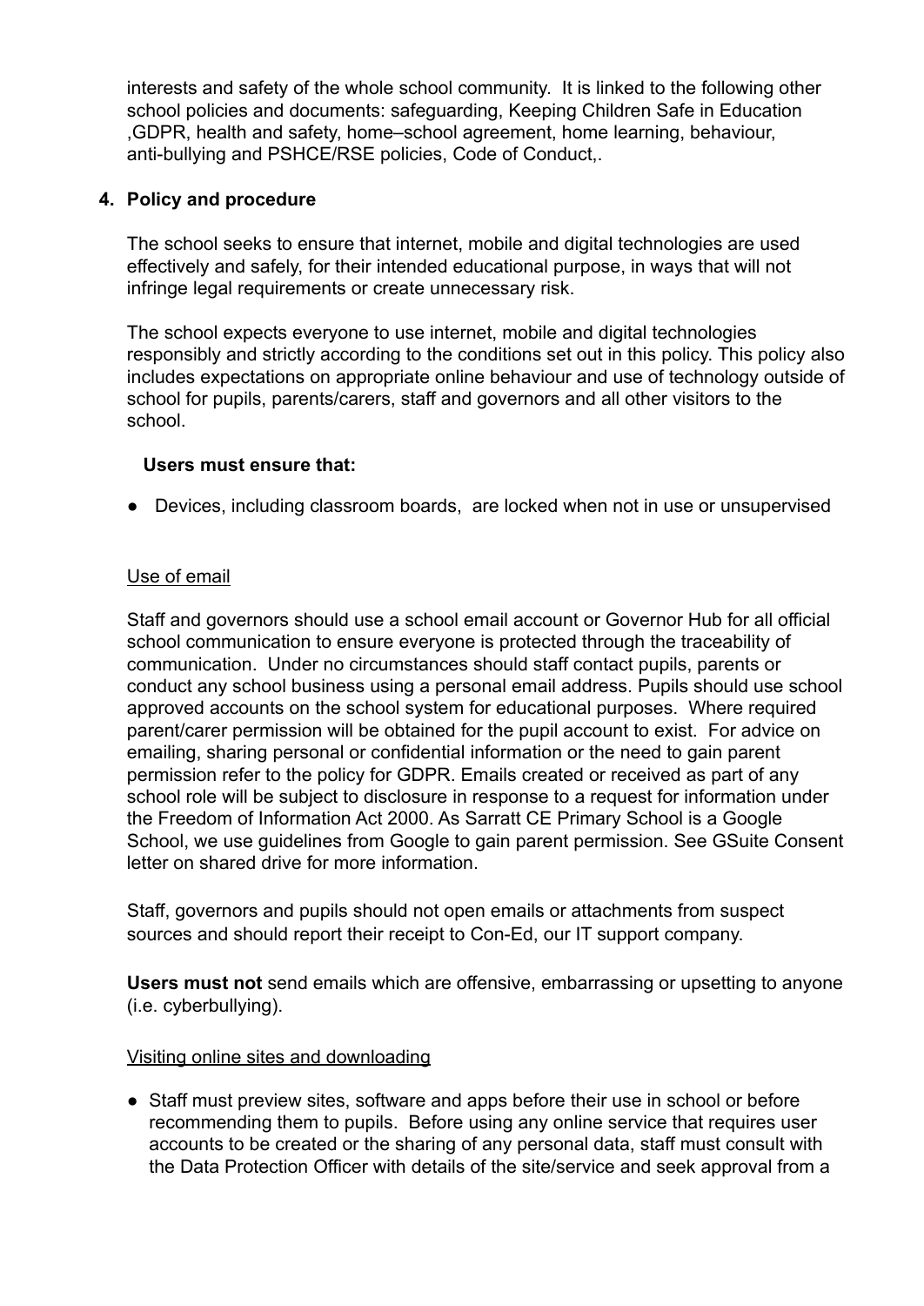interests and safety of the whole school community. It is linked to the following other school policies and documents: safeguarding, Keeping Children Safe in Education ,GDPR, health and safety, home–school agreement, home learning, behaviour, anti-bullying and PSHCE/RSE policies, Code of Conduct,.

## 4. Policy and procedure

The school seeks to ensure that internet, mobile and digital technologies are used effectively and safely, for their intended educational purpose, in ways that will not infringe legal requirements or create unnecessary risk.

The school expects everyone to use internet, mobile and digital technologies responsibly and strictly according to the conditions set out in this policy. This policy also includes expectations on appropriate online behaviour and use of technology outside of school for pupils, parents/carers, staff and governors and all other visitors to the school.

**Users must ensure that:**

- Devices, including classroom boards, are locked when not in use or unsupervised

Use of email

Staff and governors should use a school email account or Governor Hub for all official school communication to ensure everyone is protected through the traceability of communication. Under no circumstances should staff contact pupils, parents or conduct any school business using a personal email address. Pupils should use school approved accounts on the school system for educational purposes. Where required parent/carer permission will be obtained for the pupil account to exist. For advice on emailing, sharing personal or confidential information or the need to gain parent permission refer to the policy for GDPR. Emails created or received as part of any school role will be subject to disclosure in response to a request for information under the Freedom of Information Act 2000. As Sarratt CE Primary School is a Google School, we use guidelines from Google to gain parent permission. See GSuite Consent letter on shared drive for more information.

Staff, governors and pupils should not open emails or attachments from suspect sources and should report their receipt to Con-Ed, our IT support company.

**Users must not** send emails which are offensive, embarrassing or upsetting to anyone (i.e. cyberbullying).

Visiting online sites and downloading

- Staff must preview sites, software and apps before their use in school or before recommending them to pupils. Before using any online service that requires user accounts to be created or the sharing of any personal data, staff must consult with the Data Protection Officer with details of the site/service and seek approval from a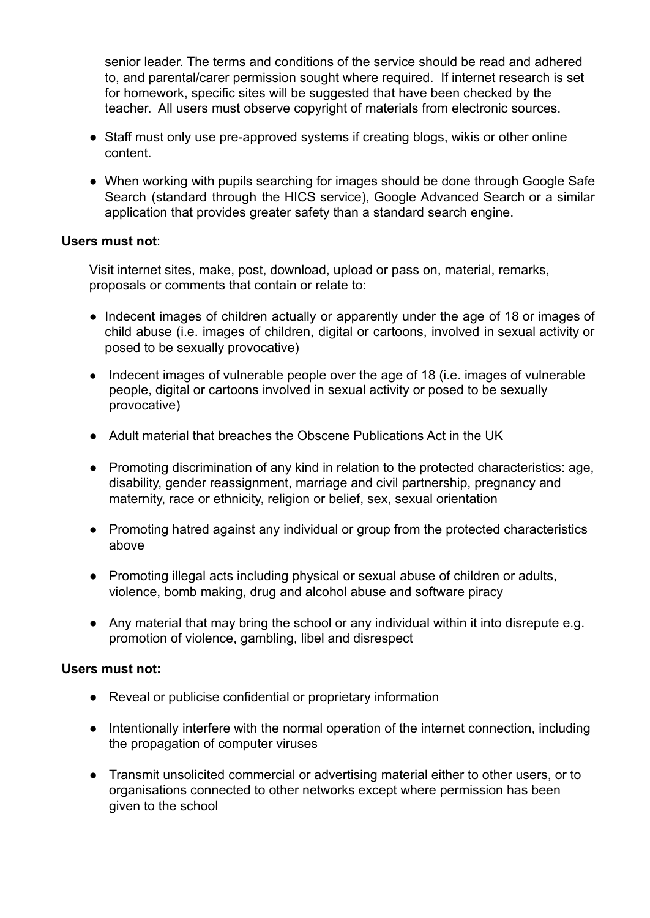senior leader. The terms and conditions of the service should be read and adhered to, and parental/carer permission sought where required. If internet research is set for homework, specific sites will be suggested that have been checked by the teacher. All users must observe copyright of materials from electronic sources.

- Staff must only use pre-approved systems if creating blogs, wikis or other online content.
- When working with pupils searching for images should be done through Google Safe Search (standard through the HICS service), Google Advanced Search or a similar application that provides greater safety than a standard search engine.

**Users must not**:

Visit internet sites, make, post, download, upload or pass on, material, remarks, proposals or comments that contain or relate to:

- Indecent images of children actually or apparently under the age of 18 or images of child abuse (i.e. images of children, digital or cartoons, involved in sexual activity or posed to be sexually provocative)
- Indecent images of vulnerable people over the age of 18 (i.e. images of vulnerable people, digital or cartoons involved in sexual activity or posed to be sexually provocative)
- Adult material that breaches the Obscene Publications Act in the UK
- Promoting discrimination of any kind in relation to the protected characteristics: age, disability, gender reassignment, marriage and civil partnership, pregnancy and maternity, race or ethnicity, religion or belief, sex, sexual orientation
- Promoting hatred against any individual or group from the protected characteristics above
- Promoting illegal acts including physical or sexual abuse of children or adults, violence, bomb making, drug and alcohol abuse and software piracy
- Any material that may bring the school or any individual within it into disrepute e.g. promotion of violence, gambling, libel and disrespect

**Users must not:**

- Reveal or publicise confidential or proprietary information
- Intentionally interfere with the normal operation of the internet connection, including the propagation of computer viruses
- Transmit unsolicited commercial or advertising material either to other users, or to organisations connected to other networks except where permission has been given to the school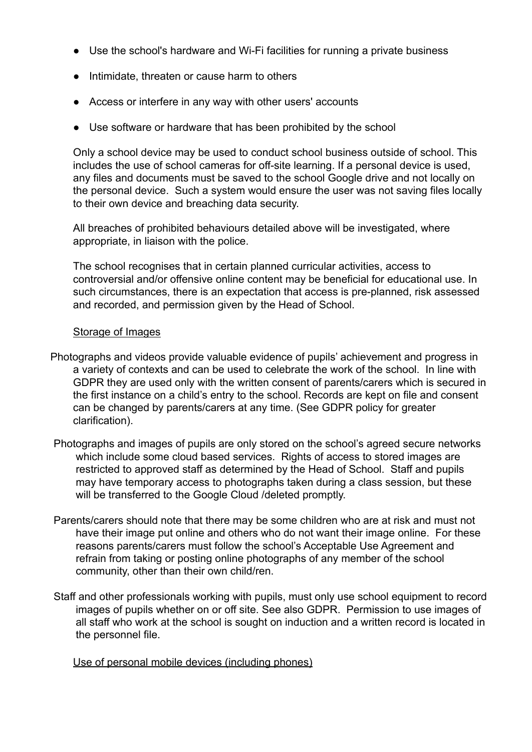- Use the school's hardware and Wi-Fi facilities for running a private business
- Intimidate, threaten or cause harm to others
- Access or interfere in any way with other users' accounts
- Use software or hardware that has been prohibited by the school

Only a school device may be used to conduct school business outside of school. This includes the use of school cameras for off-site learning. If a personal device is used, any files and documents must be saved to the school Google drive and not locally on the personal device. Such a system would ensure the user was not saving files locally to their own device and breaching data security.

All breaches of prohibited behaviours detailed above will be investigated, where appropriate, in liaison with the police.

The school recognises that in certain planned curricular activities, access to controversial and/or offensive online content may be beneficial for educational use. In such circumstances, there is an expectation that access is pre-planned, risk assessed and recorded, and permission given by the Head of School.

<u>Storage of Images</u>

Photographs and videos provide valuable evidence of pupils' achievement and progress in a variety of contexts and can be used to celebrate the work of the school. In line with GDPR they are used only with the written consent of parents/carers which is secured in the first instance on a child's entry to the school. Records are kept on file and consent can be changed by parents/carers at any time. (See GDPR policy for greater clarification).

Photographs and images of pupils are only stored on the school's agreed secure networks which include some cloud based services. Rights of access to stored images are restricted to approved staff as determined by the Head of School. Staff and pupils may have temporary access to photographs taken during a class session, but these will be transferred to the Google Cloud /deleted promptly.

Parents/carers should note that there may be some children who are at risk and must not have their image put online and others who do not want their image online. For these reasons parents/carers must follow the school's Acceptable Use Agreement and refrain from taking or posting online photographs of any member of the school community, other than their own child/ren.

Staff and other professionals working with pupils, must only use school equipment to record images of pupils whether on or off site. See also GDPR. Permission to use images of all staff who work at the school is sought on induction and a written record is located in the personnel file.

<u>Use of personal mobile devices (including phones)</u>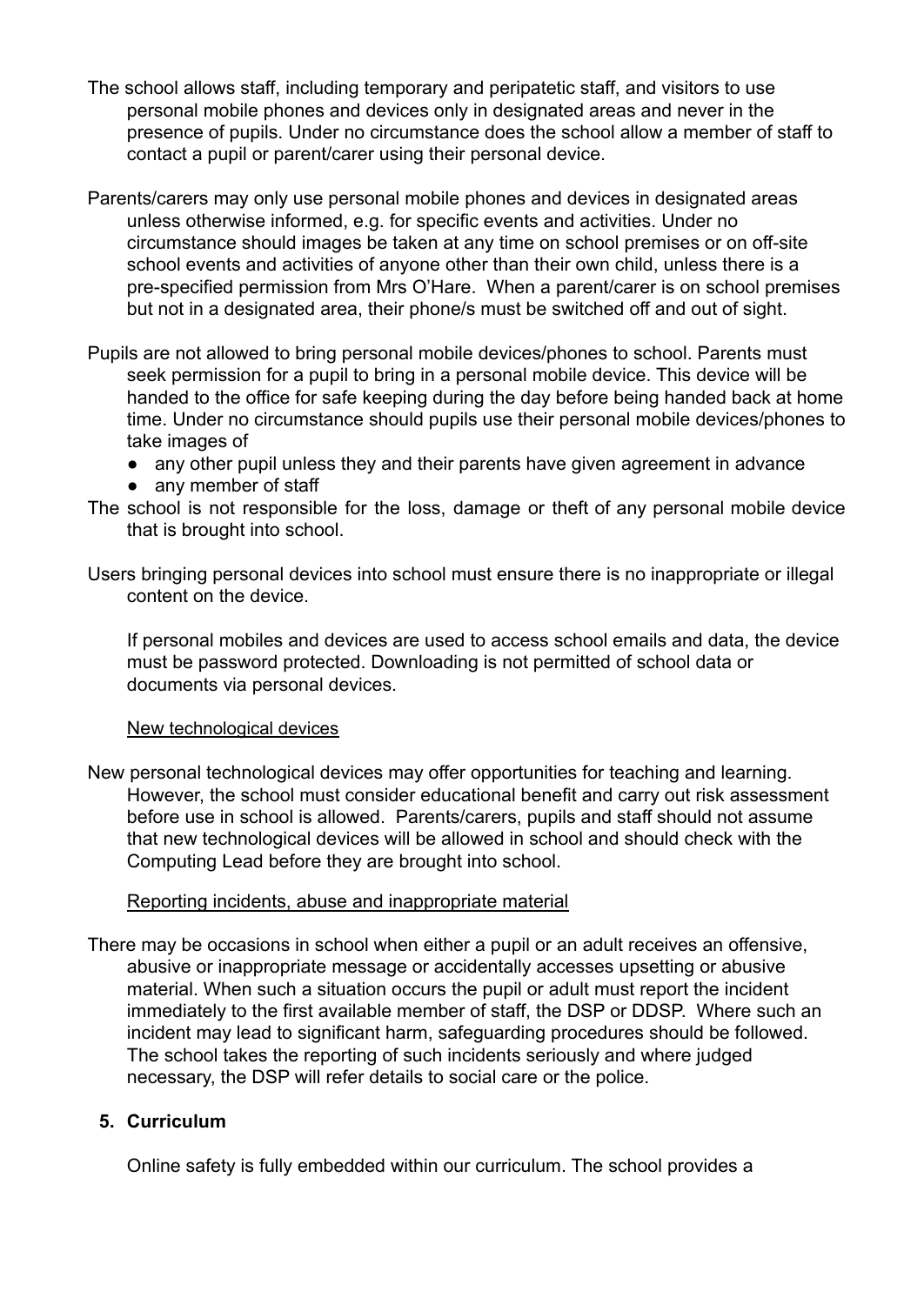The school allows staff, including temporary and peripatetic staff, and visitors to use personal mobile phones and devices only in designated areas and never in the presence of pupils. Under no circumstance does the school allow a member of staff to contact a pupil or parent/carer using their personal device.

Parents/carers may only use personal mobile phones and devices in designated areas unless otherwise informed, e.g. for specific events and activities. Under no circumstance should images be taken at any time on school premises or on off-site school events and activities of anyone other than their own child, unless there is a pre-specified permission from Mrs O'Hare. When a parent/carer is on school premises but not in a designated area, their phone/s must be switched off and out of sight.

Pupils are not allowed to bring personal mobile devices/phones to school. Parents must seek permission for a pupil to bring in a personal mobile device. This device will be handed to the office for safe keeping during the day before being handed back at home time. Under no circumstance should pupils use their personal mobile devices/phones to take images of

- any other pupil unless they and their parents have given agreement in advance
- any member of staff

The school is not responsible for the loss, damage or theft of any personal mobile device that is brought into school.

Users bringing personal devices into school must ensure there is no inappropriate or illegal content on the device.

If personal mobiles and devices are used to access school emails and data, the device must be password protected. Downloading is not permitted of school data or documents via personal devices.

<u>New technological devices</u>

New personal technological devices may offer opportunities for teaching and learning. However, the school must consider educational benefit and carry out risk assessment before use in school is allowed. Parents/carers, pupils and staff should not assume that new technological devices will be allowed in school and should check with the Computing Lead before they are brought into school.

<u>Reporting incidents, abuse and inappropriate material</u>

There may be occasions in school when either a pupil or an adult receives an offensive, abusive or inappropriate message or accidentally accesses upsetting or abusive material. When such a situation occurs the pupil or adult must report the incident immediately to the first available member of staff, the DSP or DDSP. Where such an incident may lead to significant harm, safeguarding procedures should be followed. The school takes the reporting of such incidents seriously and where judged necessary, the DSP will refer details to social care or the police.

## 5. Curriculum

Online safety is fully embedded within our curriculum. The school provides a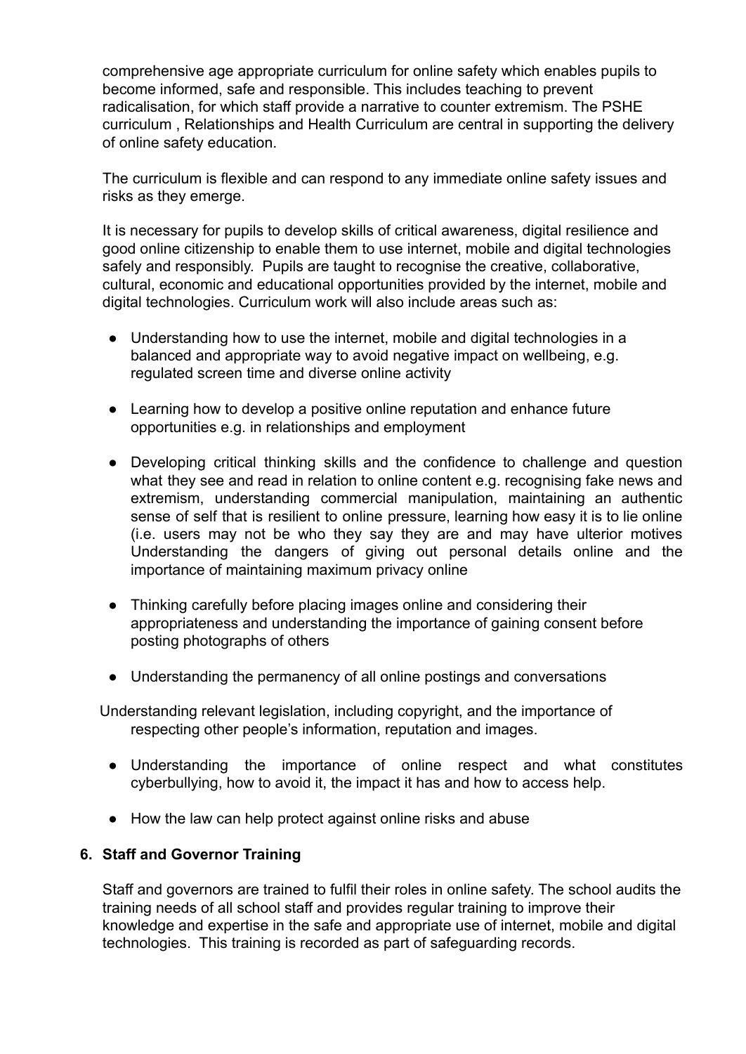comprehensive age appropriate curriculum for online safety which enables pupils to become informed, safe and responsible. This includes teaching to prevent radicalisation, for which staff provide a narrative to counter extremism. The PSHE curriculum , Relationships and Health Curriculum are central in supporting the delivery of online safety education.

The curriculum is flexible and can respond to any immediate online safety issues and risks as they emerge.

It is necessary for pupils to develop skills of critical awareness, digital resilience and good online citizenship to enable them to use internet, mobile and digital technologies safely and responsibly. Pupils are taught to recognise the creative, collaborative, cultural, economic and educational opportunities provided by the internet, mobile and digital technologies. Curriculum work will also include areas such as:

- Understanding how to use the internet, mobile and digital technologies in a balanced and appropriate way to avoid negative impact on wellbeing, e.g. regulated screen time and diverse online activity
- Learning how to develop a positive online reputation and enhance future opportunities e.g. in relationships and employment
- Developing critical thinking skills and the confidence to challenge and question what they see and read in relation to online content e.g. recognising fake news and extremism, understanding commercial manipulation, maintaining an authentic sense of self that is resilient to online pressure, learning how easy it is to lie online (i.e. users may not be who they say they are and may have ulterior motives Understanding the dangers of giving out personal details online and the importance of maintaining maximum privacy online
- Thinking carefully before placing images online and considering their appropriateness and understanding the importance of gaining consent before posting photographs of others
- Understanding the permanency of all online postings and conversations

Understanding relevant legislation, including copyright, and the importance of respecting other people's information, reputation and images.

- Understanding the importance of online respect and what constitutes cyberbullying, how to avoid it, the impact it has and how to access help.
- How the law can help protect against online risks and abuse

## 6. Staff and Governor Training

Staff and governors are trained to fulfil their roles in online safety. The school audits the training needs of all school staff and provides regular training to improve their knowledge and expertise in the safe and appropriate use of internet, mobile and digital technologies. This training is recorded as part of safeguarding records.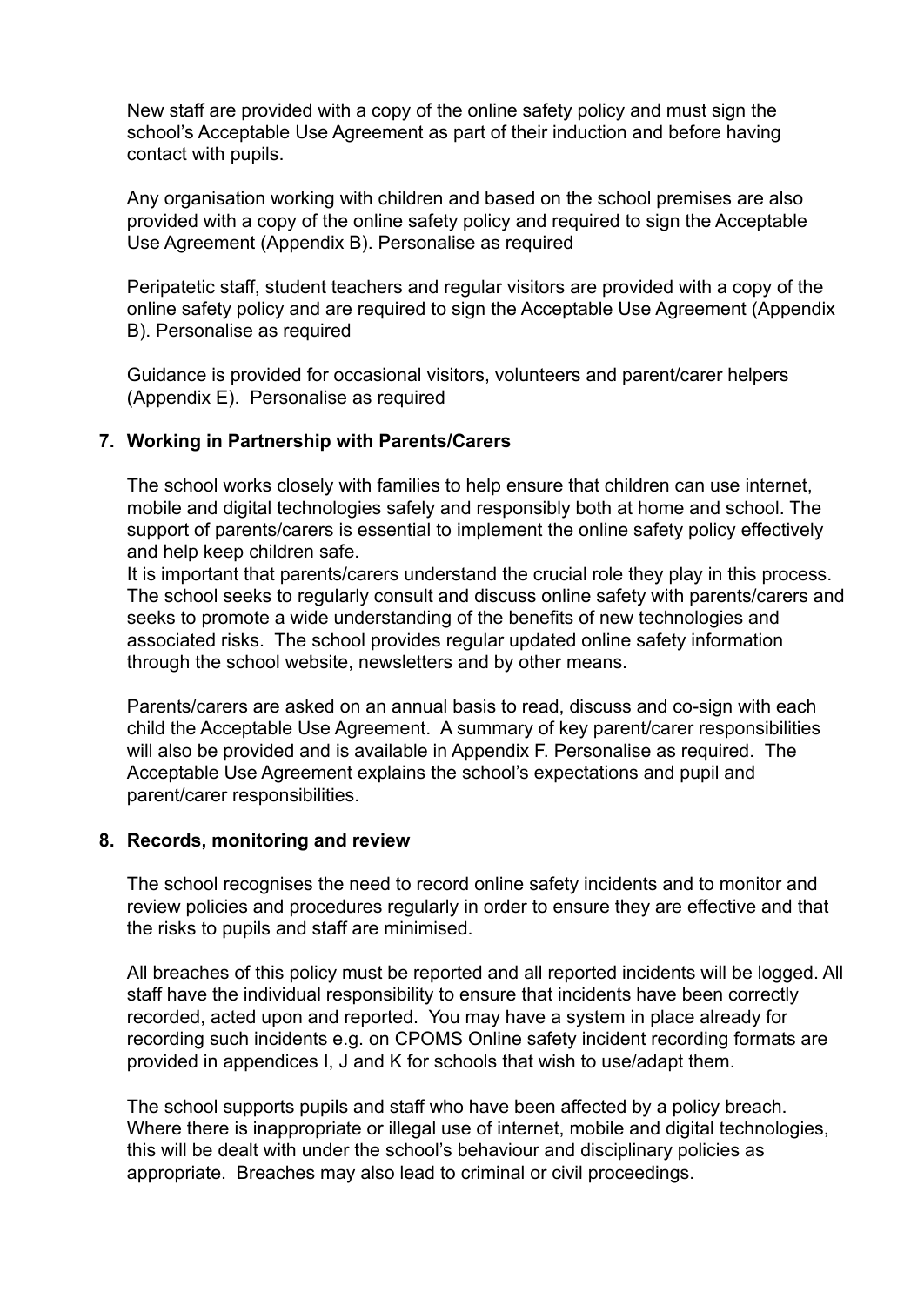New staff are provided with a copy of the online safety policy and must sign the school's Acceptable Use Agreement as part of their induction and before having contact with pupils.

Any organisation working with children and based on the school premises are also provided with a copy of the online safety policy and required to sign the Acceptable Use Agreement (Appendix B). Personalise as required

Peripatetic staff, student teachers and regular visitors are provided with a copy of the online safety policy and are required to sign the Acceptable Use Agreement (Appendix B). Personalise as required

Guidance is provided for occasional visitors, volunteers and parent/carer helpers (Appendix E). Personalise as required

## 7. Working in Partnership with Parents/Carers

The school works closely with families to help ensure that children can use internet, mobile and digital technologies safely and responsibly both at home and school. The support of parents/carers is essential to implement the online safety policy effectively and help keep children safe.
It is important that parents/carers understand the crucial role they play in this process. The school seeks to regularly consult and discuss online safety with parents/carers and seeks to promote a wide understanding of the benefits of new technologies and associated risks. The school provides regular updated online safety information through the school website, newsletters and by other means.

Parents/carers are asked on an annual basis to read, discuss and co-sign with each child the Acceptable Use Agreement. A summary of key parent/carer responsibilities will also be provided and is available in Appendix F. Personalise as required. The Acceptable Use Agreement explains the school's expectations and pupil and parent/carer responsibilities.

## 8. Records, monitoring and review

The school recognises the need to record online safety incidents and to monitor and review policies and procedures regularly in order to ensure they are effective and that the risks to pupils and staff are minimised.

All breaches of this policy must be reported and all reported incidents will be logged. All staff have the individual responsibility to ensure that incidents have been correctly recorded, acted upon and reported. You may have a system in place already for recording such incidents e.g. on CPOMS Online safety incident recording formats are provided in appendices I, J and K for schools that wish to use/adapt them.

The school supports pupils and staff who have been affected by a policy breach. Where there is inappropriate or illegal use of internet, mobile and digital technologies, this will be dealt with under the school's behaviour and disciplinary policies as appropriate. Breaches may also lead to criminal or civil proceedings.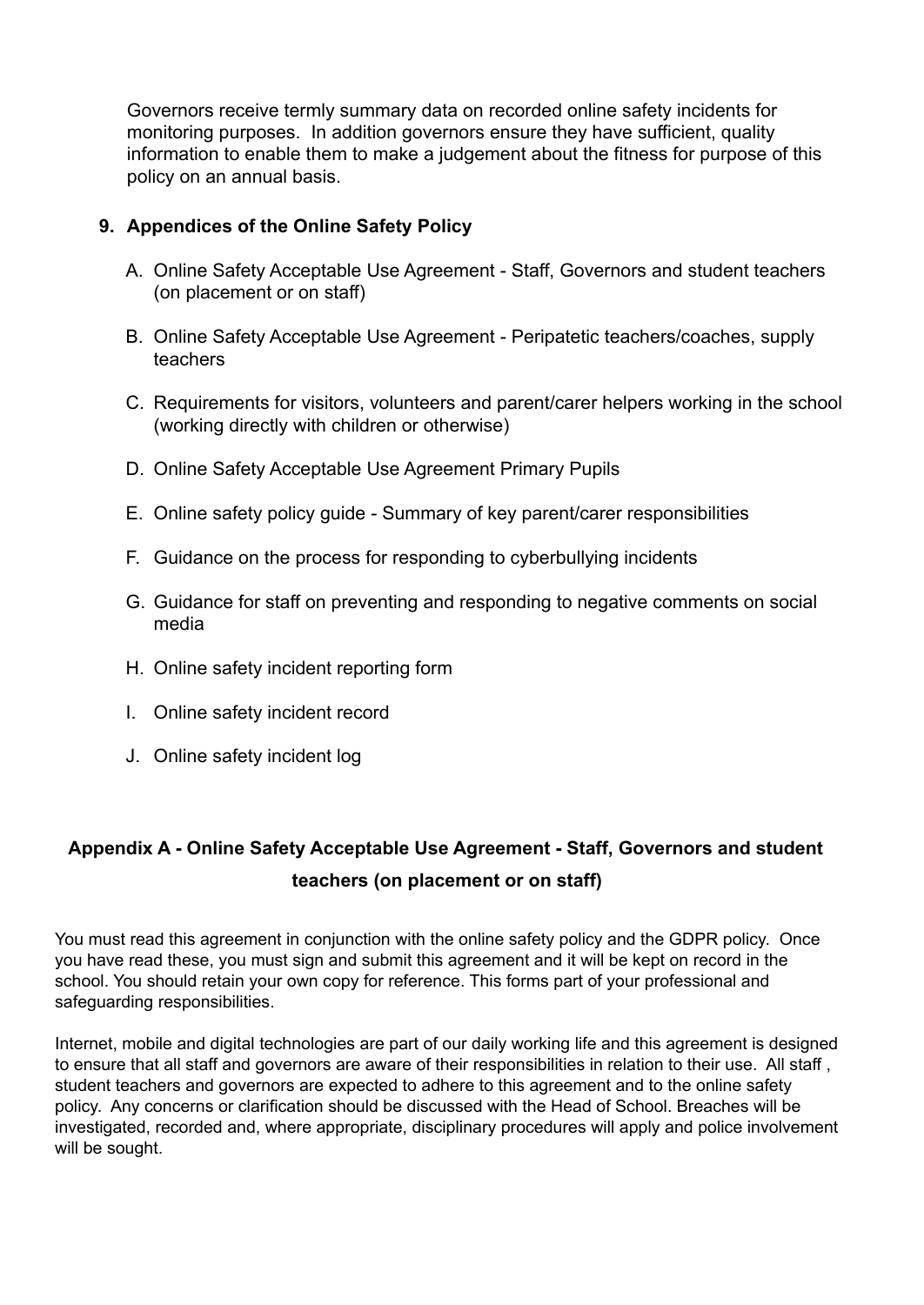Governors receive termly summary data on recorded online safety incidents for monitoring purposes. In addition governors ensure they have sufficient, quality information to enable them to make a judgement about the fitness for purpose of this policy on an annual basis.

## 9. Appendices of the Online Safety Policy

A. Online Safety Acceptable Use Agreement - Staff, Governors and student teachers (on placement or on staff)

B. Online Safety Acceptable Use Agreement - Peripatetic teachers/coaches, supply teachers

C. Requirements for visitors, volunteers and parent/carer helpers working in the school (working directly with children or otherwise)

D. Online Safety Acceptable Use Agreement Primary Pupils

E. Online safety policy guide - Summary of key parent/carer responsibilities

F. Guidance on the process for responding to cyberbullying incidents

G. Guidance for staff on preventing and responding to negative comments on social media

H. Online safety incident reporting form

I. Online safety incident record

J. Online safety incident log

## Appendix A - Online Safety Acceptable Use Agreement - Staff, Governors and student teachers (on placement or on staff)

You must read this agreement in conjunction with the online safety policy and the GDPR policy. Once you have read these, you must sign and submit this agreement and it will be kept on record in the school. You should retain your own copy for reference. This forms part of your professional and safeguarding responsibilities.

Internet, mobile and digital technologies are part of our daily working life and this agreement is designed to ensure that all staff and governors are aware of their responsibilities in relation to their use. All staff , student teachers and governors are expected to adhere to this agreement and to the online safety policy. Any concerns or clarification should be discussed with the Head of School. Breaches will be investigated, recorded and, where appropriate, disciplinary procedures will apply and police involvement will be sought.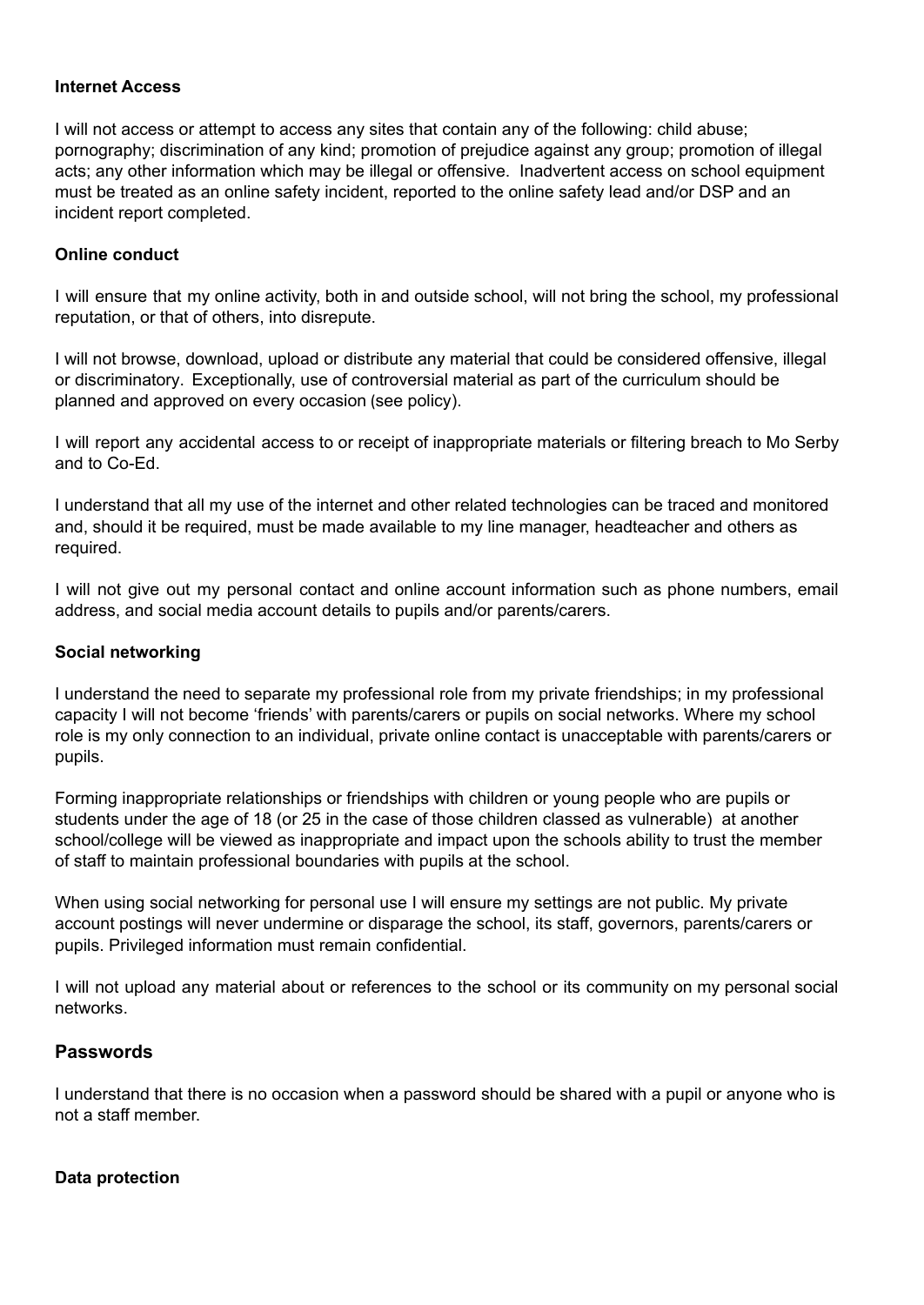**Internet Access**

I will not access or attempt to access any sites that contain any of the following: child abuse; pornography; discrimination of any kind; promotion of prejudice against any group; promotion of illegal acts; any other information which may be illegal or offensive. Inadvertent access on school equipment must be treated as an online safety incident, reported to the online safety lead and/or DSP and an incident report completed.

**Online conduct**

I will ensure that my online activity, both in and outside school, will not bring the school, my professional reputation, or that of others, into disrepute.

I will not browse, download, upload or distribute any material that could be considered offensive, illegal or discriminatory. Exceptionally, use of controversial material as part of the curriculum should be planned and approved on every occasion (see policy).

I will report any accidental access to or receipt of inappropriate materials or filtering breach to Mo Serby and to Co-Ed.

I understand that all my use of the internet and other related technologies can be traced and monitored and, should it be required, must be made available to my line manager, headteacher and others as required.

I will not give out my personal contact and online account information such as phone numbers, email address, and social media account details to pupils and/or parents/carers.

**Social networking**

I understand the need to separate my professional role from my private friendships; in my professional capacity I will not become 'friends' with parents/carers or pupils on social networks. Where my school role is my only connection to an individual, private online contact is unacceptable with parents/carers or pupils.

Forming inappropriate relationships or friendships with children or young people who are pupils or students under the age of 18 (or 25 in the case of those children classed as vulnerable) at another school/college will be viewed as inappropriate and impact upon the schools ability to trust the member of staff to maintain professional boundaries with pupils at the school.

When using social networking for personal use I will ensure my settings are not public. My private account postings will never undermine or disparage the school, its staff, governors, parents/carers or pupils. Privileged information must remain confidential.

I will not upload any material about or references to the school or its community on my personal social networks.

## Passwords

I understand that there is no occasion when a password should be shared with a pupil or anyone who is not a staff member.

**Data protection**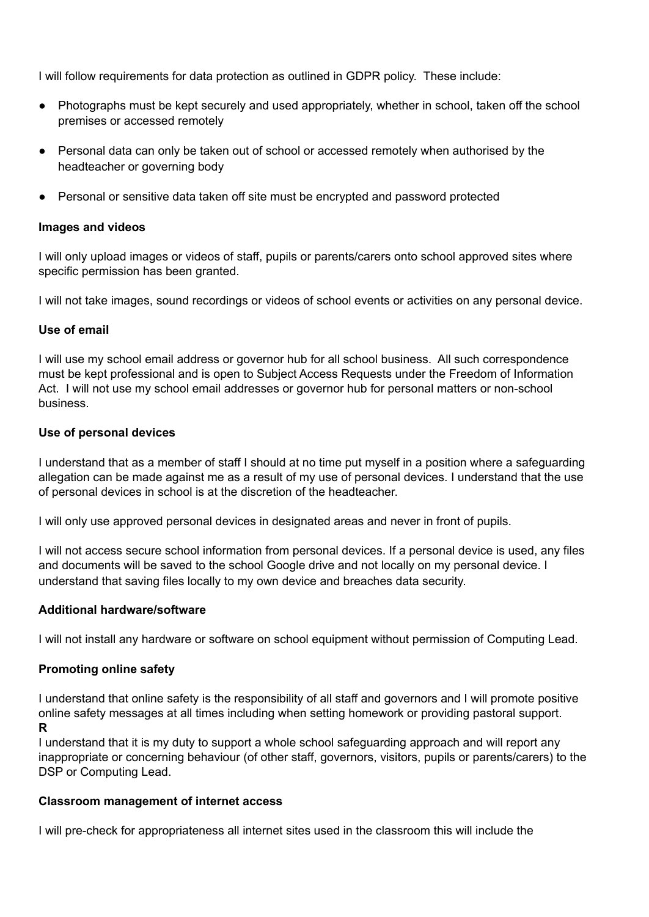I will follow requirements for data protection as outlined in GDPR policy. These include:

- Photographs must be kept securely and used appropriately, whether in school, taken off the school premises or accessed remotely
- Personal data can only be taken out of school or accessed remotely when authorised by the headteacher or governing body
- Personal or sensitive data taken off site must be encrypted and password protected

**Images and videos**

I will only upload images or videos of staff, pupils or parents/carers onto school approved sites where specific permission has been granted.

I will not take images, sound recordings or videos of school events or activities on any personal device.

**Use of email**

I will use my school email address or governor hub for all school business. All such correspondence must be kept professional and is open to Subject Access Requests under the Freedom of Information Act. I will not use my school email addresses or governor hub for personal matters or non-school business.

**Use of personal devices**

I understand that as a member of staff I should at no time put myself in a position where a safeguarding allegation can be made against me as a result of my use of personal devices. I understand that the use of personal devices in school is at the discretion of the headteacher.

I will only use approved personal devices in designated areas and never in front of pupils.

I will not access secure school information from personal devices. If a personal device is used, any files and documents will be saved to the school Google drive and not locally on my personal device. I understand that saving files locally to my own device and breaches data security.

**Additional hardware/software**

I will not install any hardware or software on school equipment without permission of Computing Lead.

**Promoting online safety**

I understand that online safety is the responsibility of all staff and governors and I will promote positive online safety messages at all times including when setting homework or providing pastoral support.
**R**
I understand that it is my duty to support a whole school safeguarding approach and will report any inappropriate or concerning behaviour (of other staff, governors, visitors, pupils or parents/carers) to the DSP or Computing Lead.

**Classroom management of internet access**

I will pre-check for appropriateness all internet sites used in the classroom this will include the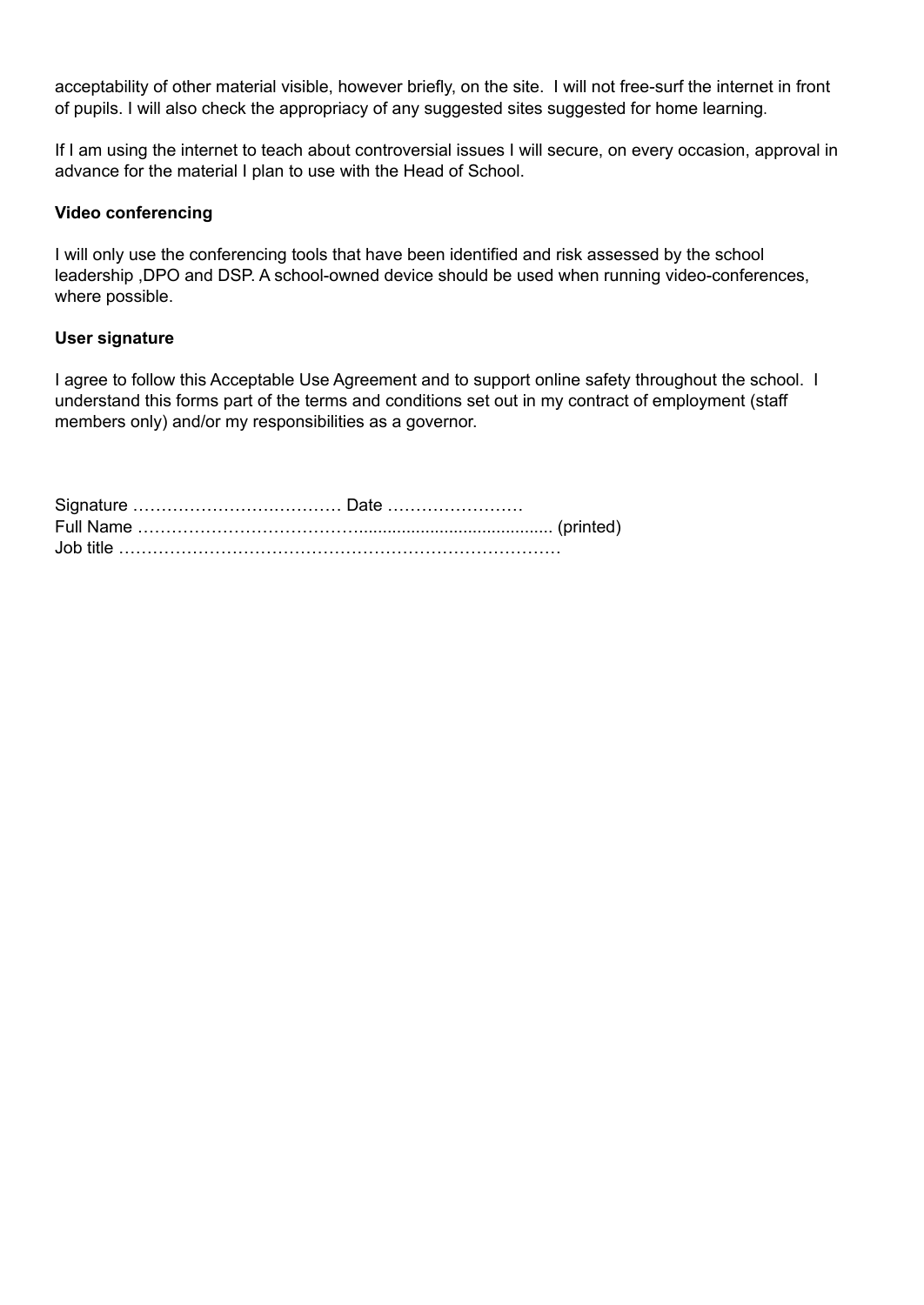acceptability of other material visible, however briefly, on the site. I will not free-surf the internet in front of pupils. I will also check the appropriacy of any suggested sites suggested for home learning.

If I am using the internet to teach about controversial issues I will secure, on every occasion, approval in advance for the material I plan to use with the Head of School.

**Video conferencing**

I will only use the conferencing tools that have been identified and risk assessed by the school leadership ,DPO and DSP. A school-owned device should be used when running video-conferences, where possible.

**User signature**

I agree to follow this Acceptable Use Agreement and to support online safety throughout the school. I understand this forms part of the terms and conditions set out in my contract of employment (staff members only) and/or my responsibilities as a governor.

Signature ……………………………… Date ……………………  
Full Name ……………………………….......................................... (printed)  
Job title ……………………………………………………………………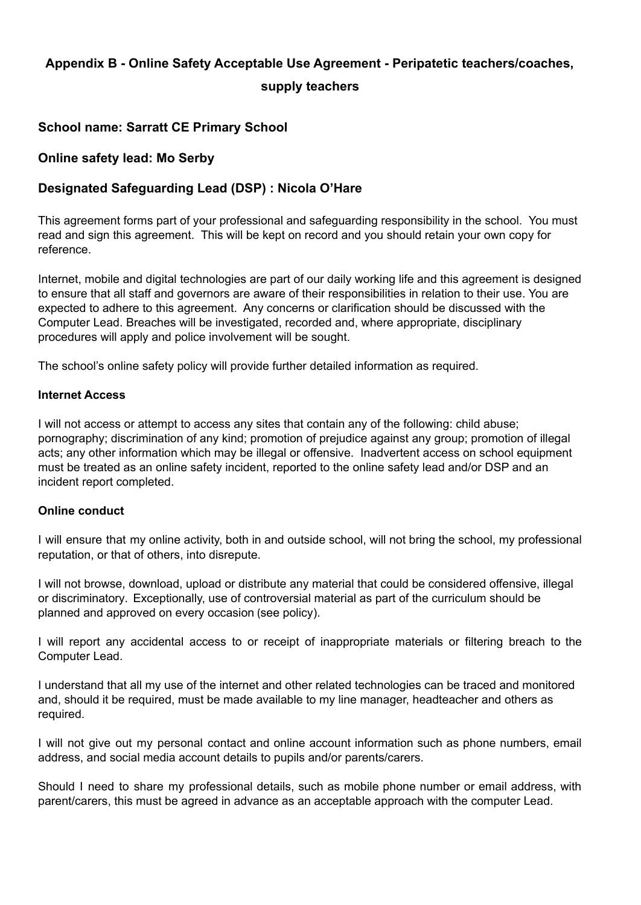## Appendix B - Online Safety Acceptable Use Agreement - Peripatetic teachers/coaches, supply teachers

### School name: Sarratt CE Primary School

### Online safety lead: Mo Serby

### Designated Safeguarding Lead (DSP) : Nicola O'Hare

This agreement forms part of your professional and safeguarding responsibility in the school. You must read and sign this agreement. This will be kept on record and you should retain your own copy for reference.

Internet, mobile and digital technologies are part of our daily working life and this agreement is designed to ensure that all staff and governors are aware of their responsibilities in relation to their use. You are expected to adhere to this agreement. Any concerns or clarification should be discussed with the Computer Lead. Breaches will be investigated, recorded and, where appropriate, disciplinary procedures will apply and police involvement will be sought.

The school's online safety policy will provide further detailed information as required.

**Internet Access**

I will not access or attempt to access any sites that contain any of the following: child abuse; pornography; discrimination of any kind; promotion of prejudice against any group; promotion of illegal acts; any other information which may be illegal or offensive. Inadvertent access on school equipment must be treated as an online safety incident, reported to the online safety lead and/or DSP and an incident report completed.

**Online conduct**

I will ensure that my online activity, both in and outside school, will not bring the school, my professional reputation, or that of others, into disrepute.

I will not browse, download, upload or distribute any material that could be considered offensive, illegal or discriminatory. Exceptionally, use of controversial material as part of the curriculum should be planned and approved on every occasion (see policy).

I will report any accidental access to or receipt of inappropriate materials or filtering breach to the Computer Lead.

I understand that all my use of the internet and other related technologies can be traced and monitored and, should it be required, must be made available to my line manager, headteacher and others as required.

I will not give out my personal contact and online account information such as phone numbers, email address, and social media account details to pupils and/or parents/carers.

Should I need to share my professional details, such as mobile phone number or email address, with parent/carers, this must be agreed in advance as an acceptable approach with the computer Lead.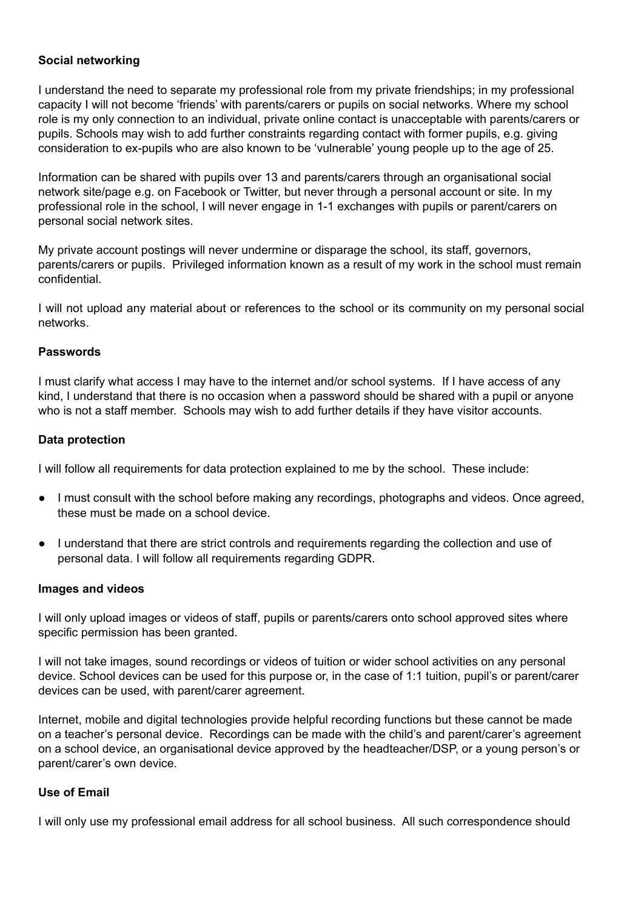**Social networking**

I understand the need to separate my professional role from my private friendships; in my professional capacity I will not become 'friends' with parents/carers or pupils on social networks. Where my school role is my only connection to an individual, private online contact is unacceptable with parents/carers or pupils. Schools may wish to add further constraints regarding contact with former pupils, e.g. giving consideration to ex-pupils who are also known to be 'vulnerable' young people up to the age of 25.

Information can be shared with pupils over 13 and parents/carers through an organisational social network site/page e.g. on Facebook or Twitter, but never through a personal account or site. In my professional role in the school, I will never engage in 1-1 exchanges with pupils or parent/carers on personal social network sites.

My private account postings will never undermine or disparage the school, its staff, governors, parents/carers or pupils. Privileged information known as a result of my work in the school must remain confidential.

I will not upload any material about or references to the school or its community on my personal social networks.

**Passwords**

I must clarify what access I may have to the internet and/or school systems. If I have access of any kind, I understand that there is no occasion when a password should be shared with a pupil or anyone who is not a staff member. Schools may wish to add further details if they have visitor accounts.

**Data protection**

I will follow all requirements for data protection explained to me by the school. These include:

- I must consult with the school before making any recordings, photographs and videos. Once agreed, these must be made on a school device.
- I understand that there are strict controls and requirements regarding the collection and use of personal data. I will follow all requirements regarding GDPR.

**Images and videos**

I will only upload images or videos of staff, pupils or parents/carers onto school approved sites where specific permission has been granted.

I will not take images, sound recordings or videos of tuition or wider school activities on any personal device. School devices can be used for this purpose or, in the case of 1:1 tuition, pupil's or parent/carer devices can be used, with parent/carer agreement.

Internet, mobile and digital technologies provide helpful recording functions but these cannot be made on a teacher's personal device. Recordings can be made with the child's and parent/carer's agreement on a school device, an organisational device approved by the headteacher/DSP, or a young person's or parent/carer's own device.

**Use of Email**

I will only use my professional email address for all school business. All such correspondence should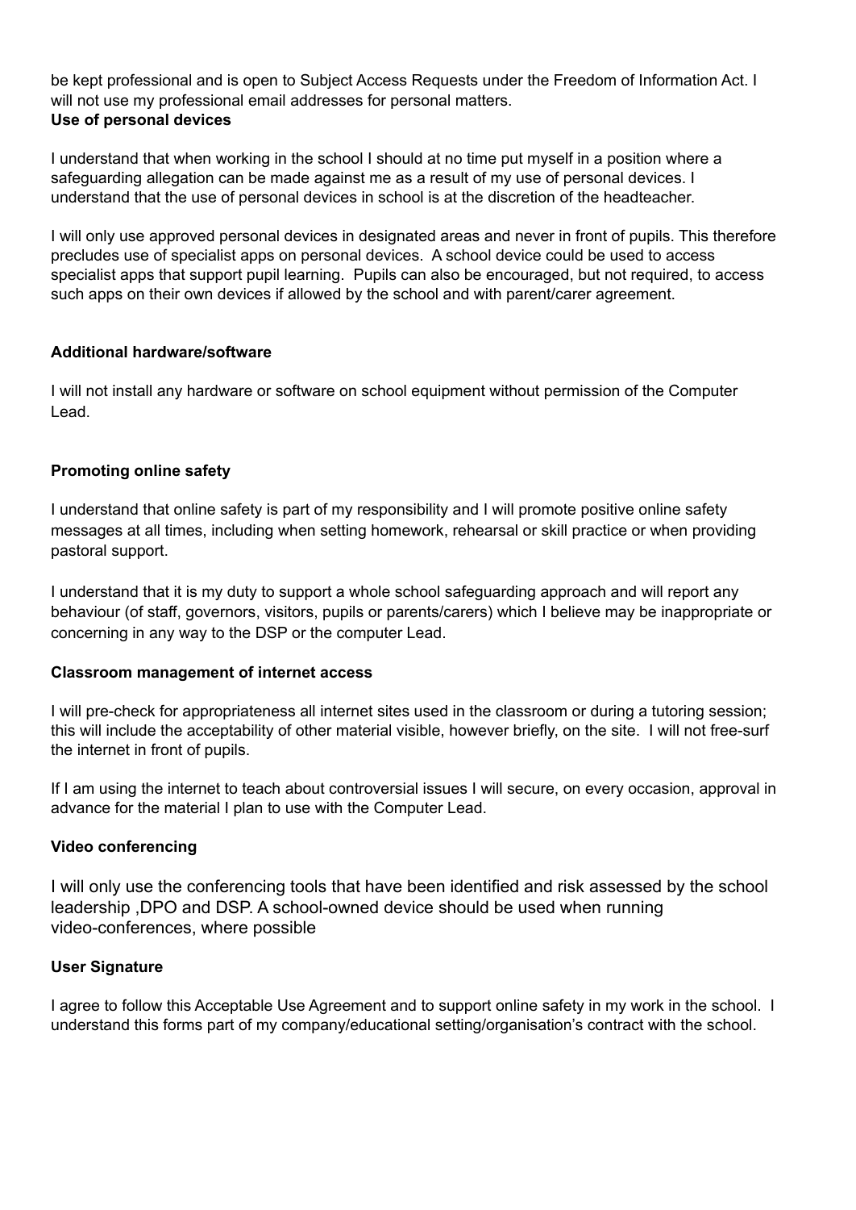be kept professional and is open to Subject Access Requests under the Freedom of Information Act. I will not use my professional email addresses for personal matters.

**Use of personal devices**

I understand that when working in the school I should at no time put myself in a position where a safeguarding allegation can be made against me as a result of my use of personal devices. I understand that the use of personal devices in school is at the discretion of the headteacher.

I will only use approved personal devices in designated areas and never in front of pupils. This therefore precludes use of specialist apps on personal devices. A school device could be used to access specialist apps that support pupil learning. Pupils can also be encouraged, but not required, to access such apps on their own devices if allowed by the school and with parent/carer agreement.

**Additional hardware/software**

I will not install any hardware or software on school equipment without permission of the Computer Lead.

**Promoting online safety**

I understand that online safety is part of my responsibility and I will promote positive online safety messages at all times, including when setting homework, rehearsal or skill practice or when providing pastoral support.

I understand that it is my duty to support a whole school safeguarding approach and will report any behaviour (of staff, governors, visitors, pupils or parents/carers) which I believe may be inappropriate or concerning in any way to the DSP or the computer Lead.

**Classroom management of internet access**

I will pre-check for appropriateness all internet sites used in the classroom or during a tutoring session; this will include the acceptability of other material visible, however briefly, on the site. I will not free-surf the internet in front of pupils.

If I am using the internet to teach about controversial issues I will secure, on every occasion, approval in advance for the material I plan to use with the Computer Lead.

**Video conferencing**

I will only use the conferencing tools that have been identified and risk assessed by the school leadership ,DPO and DSP. A school-owned device should be used when running video-conferences, where possible

**User Signature**

I agree to follow this Acceptable Use Agreement and to support online safety in my work in the school. I understand this forms part of my company/educational setting/organisation's contract with the school.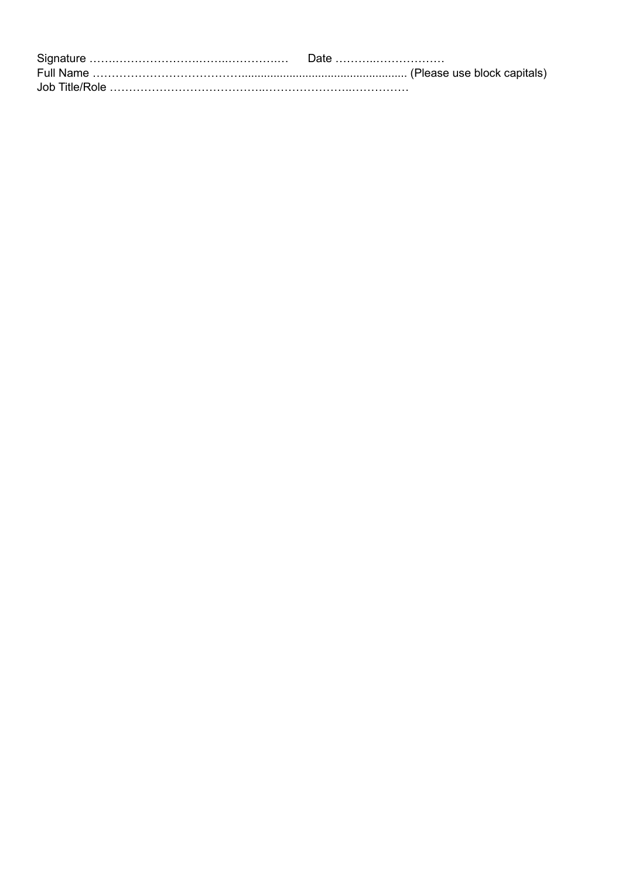Signature ……..……………….……..…………..… Date ………..………………

Full Name ………………………………................................................... (Please use block capitals)

Job Title/Role …………………………………..…………………..……………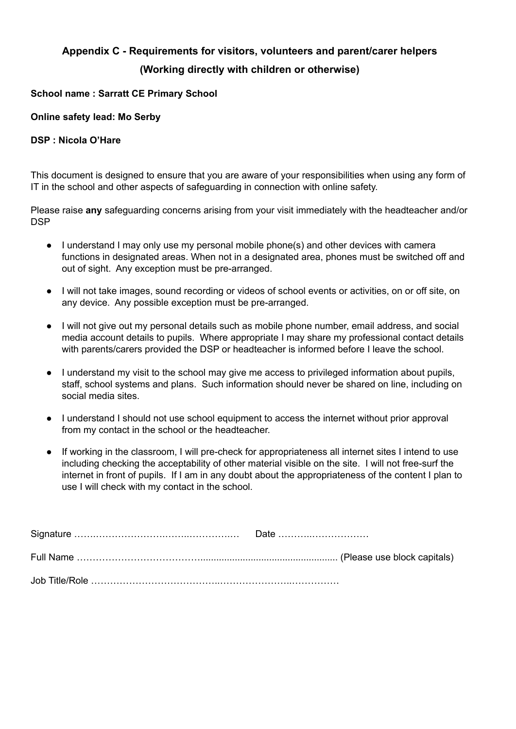## Appendix C - Requirements for visitors, volunteers and parent/carer helpers (Working directly with children or otherwise)

**School name : Sarratt CE Primary School**

**Online safety lead: Mo Serby**

**DSP : Nicola O'Hare**

This document is designed to ensure that you are aware of your responsibilities when using any form of IT in the school and other aspects of safeguarding in connection with online safety.

Please raise **any** safeguarding concerns arising from your visit immediately with the headteacher and/or DSP

- I understand I may only use my personal mobile phone(s) and other devices with camera functions in designated areas. When not in a designated area, phones must be switched off and out of sight. Any exception must be pre-arranged.
- I will not take images, sound recording or videos of school events or activities, on or off site, on any device. Any possible exception must be pre-arranged.
- I will not give out my personal details such as mobile phone number, email address, and social media account details to pupils. Where appropriate I may share my professional contact details with parents/carers provided the DSP or headteacher is informed before I leave the school.
- I understand my visit to the school may give me access to privileged information about pupils, staff, school systems and plans. Such information should never be shared on line, including on social media sites.
- I understand I should not use school equipment to access the internet without prior approval from my contact in the school or the headteacher.
- If working in the classroom, I will pre-check for appropriateness all internet sites I intend to use including checking the acceptability of other material visible on the site. I will not free-surf the internet in front of pupils. If I am in any doubt about the appropriateness of the content I plan to use I will check with my contact in the school.

Signature ……………………………………………… Date ……………………

Full Name …………………………………………………………………… (Please use block capitals)

Job Title/Role ……………………………………………………………………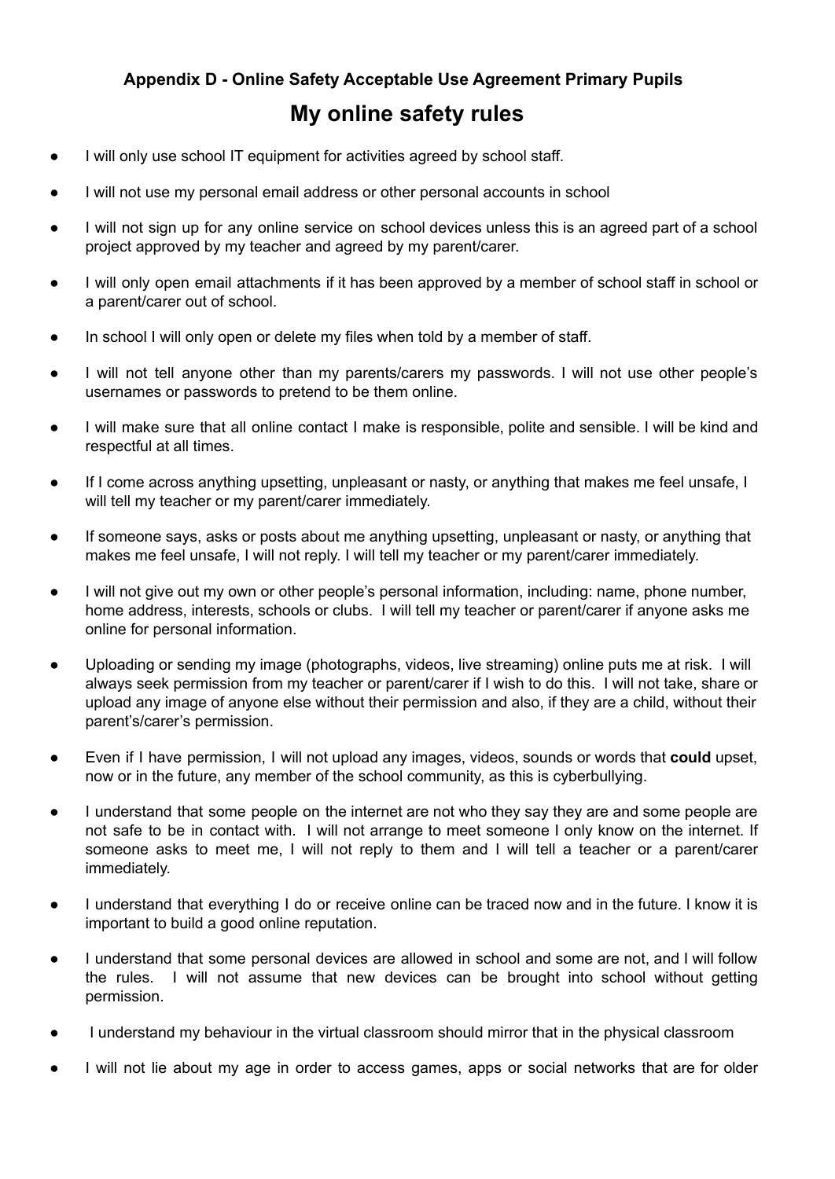### Appendix D - Online Safety Acceptable Use Agreement Primary Pupils

## My online safety rules

- I will only use school IT equipment for activities agreed by school staff.
- I will not use my personal email address or other personal accounts in school
- I will not sign up for any online service on school devices unless this is an agreed part of a school project approved by my teacher and agreed by my parent/carer.
- I will only open email attachments if it has been approved by a member of school staff in school or a parent/carer out of school.
- In school I will only open or delete my files when told by a member of staff.
- I will not tell anyone other than my parents/carers my passwords. I will not use other people's usernames or passwords to pretend to be them online.
- I will make sure that all online contact I make is responsible, polite and sensible. I will be kind and respectful at all times.
- If I come across anything upsetting, unpleasant or nasty, or anything that makes me feel unsafe, I will tell my teacher or my parent/carer immediately.
- If someone says, asks or posts about me anything upsetting, unpleasant or nasty, or anything that makes me feel unsafe, I will not reply. I will tell my teacher or my parent/carer immediately.
- I will not give out my own or other people's personal information, including: name, phone number, home address, interests, schools or clubs. I will tell my teacher or parent/carer if anyone asks me online for personal information.
- Uploading or sending my image (photographs, videos, live streaming) online puts me at risk. I will always seek permission from my teacher or parent/carer if I wish to do this. I will not take, share or upload any image of anyone else without their permission and also, if they are a child, without their parent's/carer's permission.
- Even if I have permission, I will not upload any images, videos, sounds or words that **could** upset, now or in the future, any member of the school community, as this is cyberbullying.
- I understand that some people on the internet are not who they say they are and some people are not safe to be in contact with. I will not arrange to meet someone I only know on the internet. If someone asks to meet me, I will not reply to them and I will tell a teacher or a parent/carer immediately.
- I understand that everything I do or receive online can be traced now and in the future. I know it is important to build a good online reputation.
- I understand that some personal devices are allowed in school and some are not, and I will follow the rules. I will not assume that new devices can be brought into school without getting permission.
- I understand my behaviour in the virtual classroom should mirror that in the physical classroom
- I will not lie about my age in order to access games, apps or social networks that are for older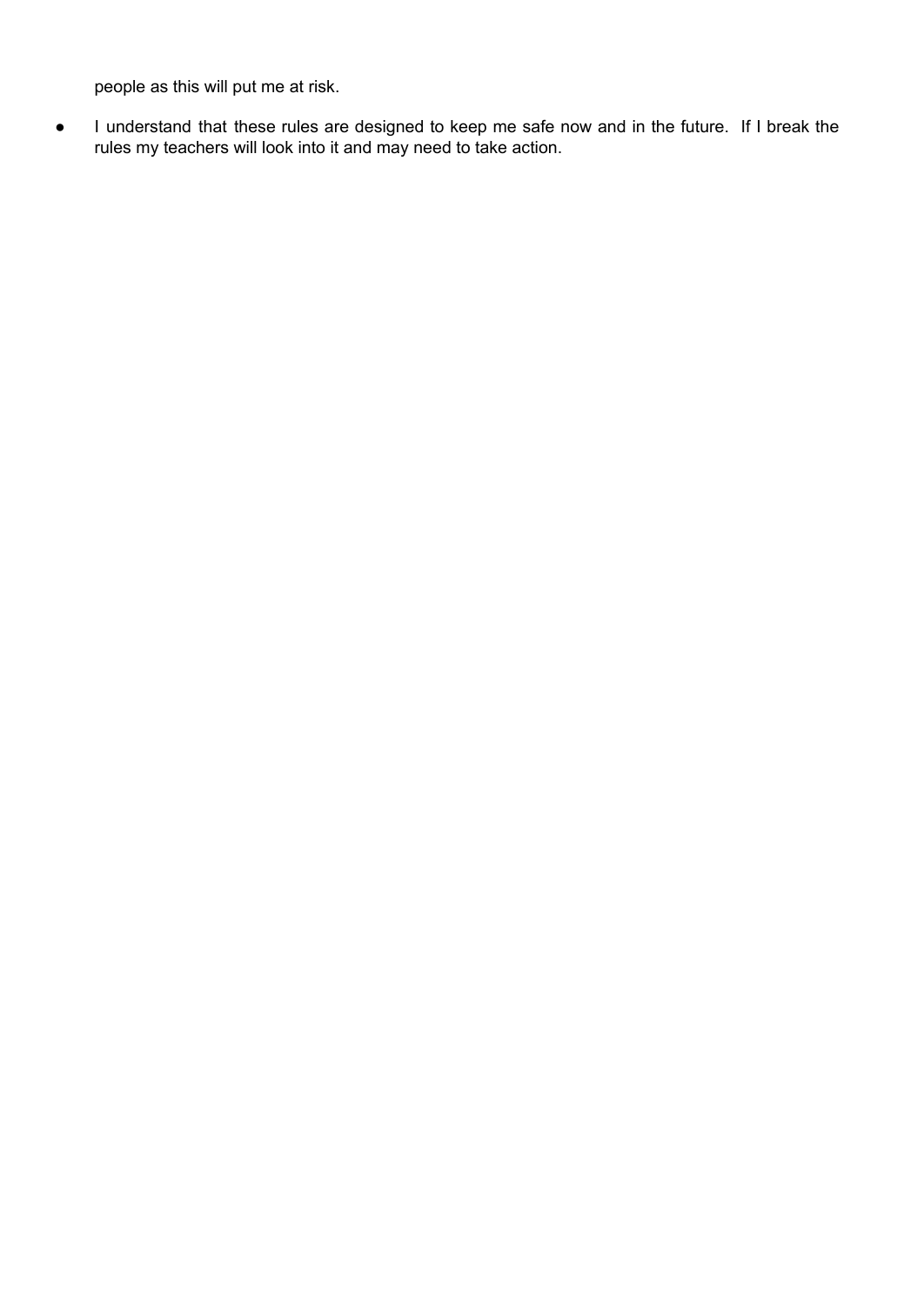people as this will put me at risk.

- I understand that these rules are designed to keep me safe now and in the future. If I break the rules my teachers will look into it and may need to take action.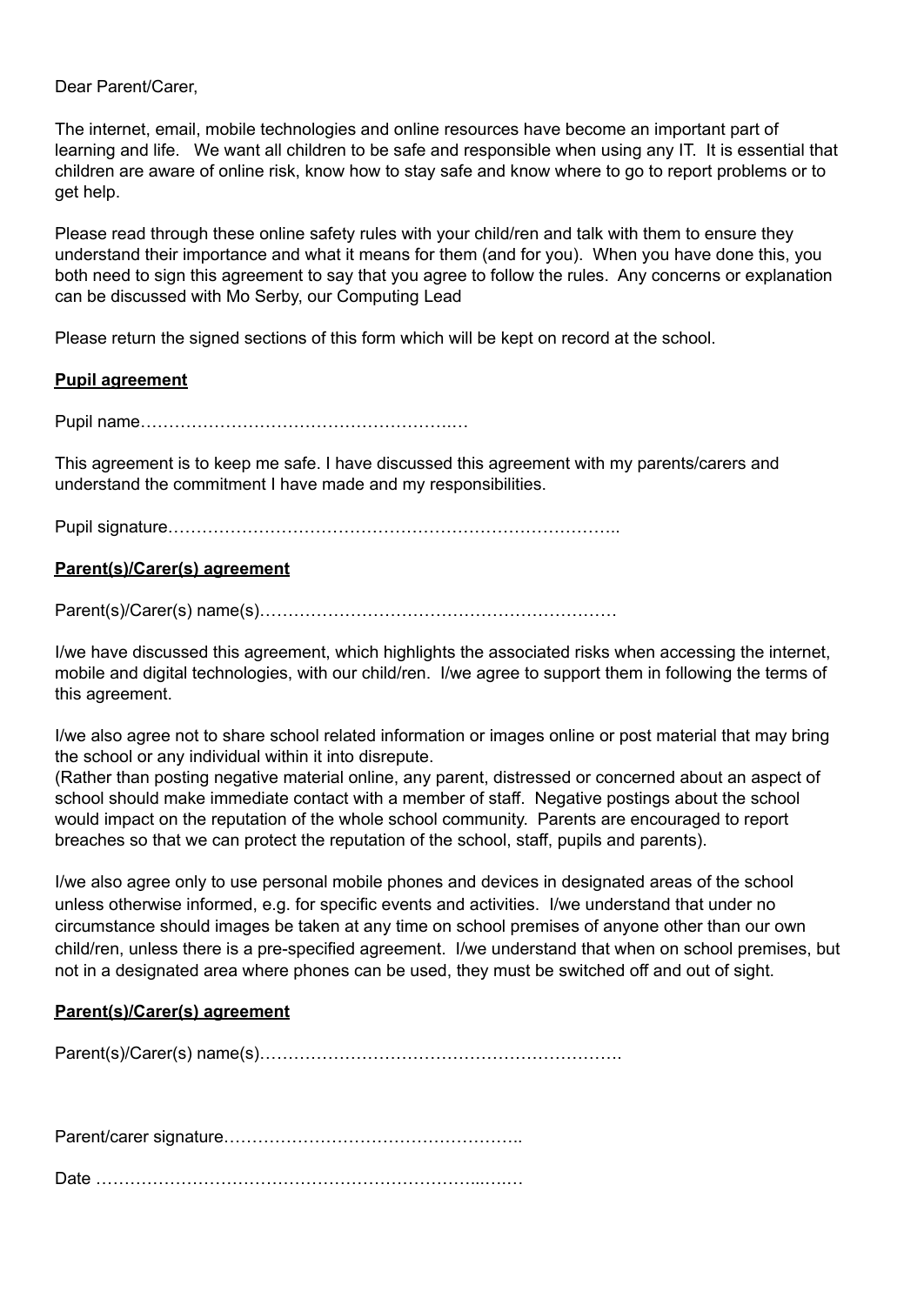Dear Parent/Carer,

The internet, email, mobile technologies and online resources have become an important part of learning and life. We want all children to be safe and responsible when using any IT. It is essential that children are aware of online risk, know how to stay safe and know where to go to report problems or to get help.

Please read through these online safety rules with your child/ren and talk with them to ensure they understand their importance and what it means for them (and for you). When you have done this, you both need to sign this agreement to say that you agree to follow the rules. Any concerns or explanation can be discussed with Mo Serby, our Computing Lead

Please return the signed sections of this form which will be kept on record at the school.

**Pupil agreement**

Pupil name…………………………………………….…

This agreement is to keep me safe. I have discussed this agreement with my parents/carers and understand the commitment I have made and my responsibilities.

Pupil signature……………………………………………………………………..

**Parent(s)/Carer(s) agreement**

Parent(s)/Carer(s) name(s)……………………………………………………

I/we have discussed this agreement, which highlights the associated risks when accessing the internet, mobile and digital technologies, with our child/ren. I/we agree to support them in following the terms of this agreement.

I/we also agree not to share school related information or images online or post material that may bring the school or any individual within it into disrepute.
(Rather than posting negative material online, any parent, distressed or concerned about an aspect of school should make immediate contact with a member of staff. Negative postings about the school would impact on the reputation of the whole school community. Parents are encouraged to report breaches so that we can protect the reputation of the school, staff, pupils and parents).

I/we also agree only to use personal mobile phones and devices in designated areas of the school unless otherwise informed, e.g. for specific events and activities. I/we understand that under no circumstance should images be taken at any time on school premises of anyone other than our own child/ren, unless there is a pre-specified agreement. I/we understand that when on school premises, but not in a designated area where phones can be used, they must be switched off and out of sight.

**Parent(s)/Carer(s) agreement**

Parent(s)/Carer(s) name(s)…………………………………………………….

Parent/carer signature……………………………………………..

Date …………………………………………………………...….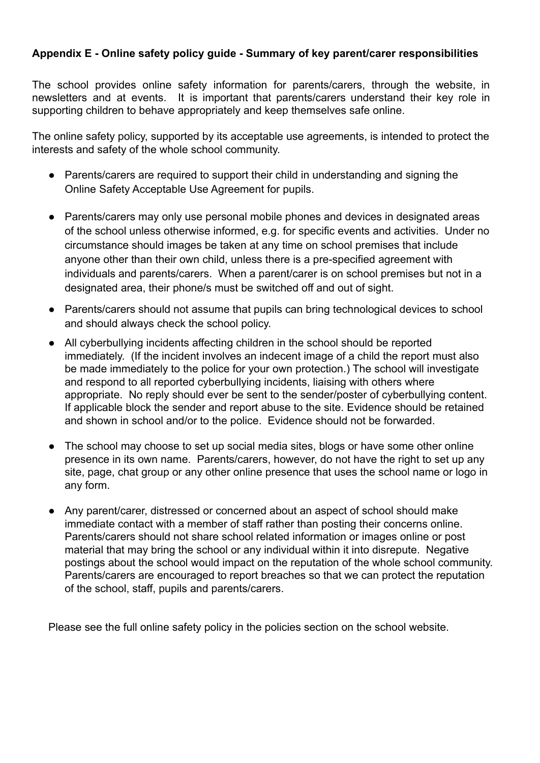**Appendix E - Online safety policy guide - Summary of key parent/carer responsibilities**

The school provides online safety information for parents/carers, through the website, in newsletters and at events. It is important that parents/carers understand their key role in supporting children to behave appropriately and keep themselves safe online.

The online safety policy, supported by its acceptable use agreements, is intended to protect the interests and safety of the whole school community.

- Parents/carers are required to support their child in understanding and signing the Online Safety Acceptable Use Agreement for pupils.
- Parents/carers may only use personal mobile phones and devices in designated areas of the school unless otherwise informed, e.g. for specific events and activities. Under no circumstance should images be taken at any time on school premises that include anyone other than their own child, unless there is a pre-specified agreement with individuals and parents/carers. When a parent/carer is on school premises but not in a designated area, their phone/s must be switched off and out of sight.
- Parents/carers should not assume that pupils can bring technological devices to school and should always check the school policy.
- All cyberbullying incidents affecting children in the school should be reported immediately. (If the incident involves an indecent image of a child the report must also be made immediately to the police for your own protection.) The school will investigate and respond to all reported cyberbullying incidents, liaising with others where appropriate. No reply should ever be sent to the sender/poster of cyberbullying content. If applicable block the sender and report abuse to the site. Evidence should be retained and shown in school and/or to the police. Evidence should not be forwarded.
- The school may choose to set up social media sites, blogs or have some other online presence in its own name. Parents/carers, however, do not have the right to set up any site, page, chat group or any other online presence that uses the school name or logo in any form.
- Any parent/carer, distressed or concerned about an aspect of school should make immediate contact with a member of staff rather than posting their concerns online. Parents/carers should not share school related information or images online or post material that may bring the school or any individual within it into disrepute. Negative postings about the school would impact on the reputation of the whole school community. Parents/carers are encouraged to report breaches so that we can protect the reputation of the school, staff, pupils and parents/carers.

Please see the full online safety policy in the policies section on the school website.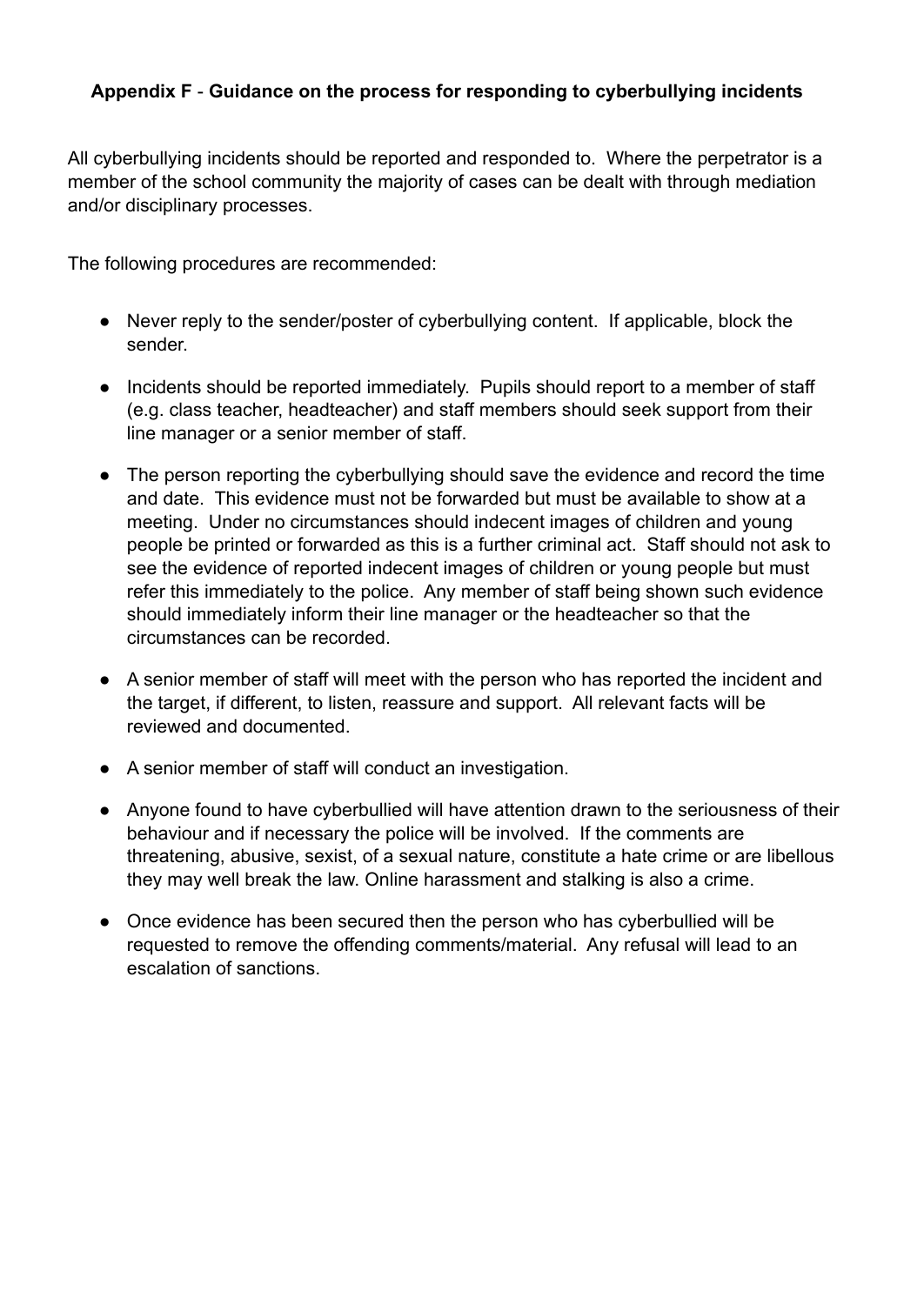## **Appendix F** - **Guidance on the process for responding to cyberbullying incidents**

All cyberbullying incidents should be reported and responded to. Where the perpetrator is a member of the school community the majority of cases can be dealt with through mediation and/or disciplinary processes.

The following procedures are recommended:

- Never reply to the sender/poster of cyberbullying content. If applicable, block the sender.
- Incidents should be reported immediately. Pupils should report to a member of staff (e.g. class teacher, headteacher) and staff members should seek support from their line manager or a senior member of staff.
- The person reporting the cyberbullying should save the evidence and record the time and date. This evidence must not be forwarded but must be available to show at a meeting. Under no circumstances should indecent images of children and young people be printed or forwarded as this is a further criminal act. Staff should not ask to see the evidence of reported indecent images of children or young people but must refer this immediately to the police. Any member of staff being shown such evidence should immediately inform their line manager or the headteacher so that the circumstances can be recorded.
- A senior member of staff will meet with the person who has reported the incident and the target, if different, to listen, reassure and support. All relevant facts will be reviewed and documented.
- A senior member of staff will conduct an investigation.
- Anyone found to have cyberbullied will have attention drawn to the seriousness of their behaviour and if necessary the police will be involved. If the comments are threatening, abusive, sexist, of a sexual nature, constitute a hate crime or are libellous they may well break the law. Online harassment and stalking is also a crime.
- Once evidence has been secured then the person who has cyberbullied will be requested to remove the offending comments/material. Any refusal will lead to an escalation of sanctions.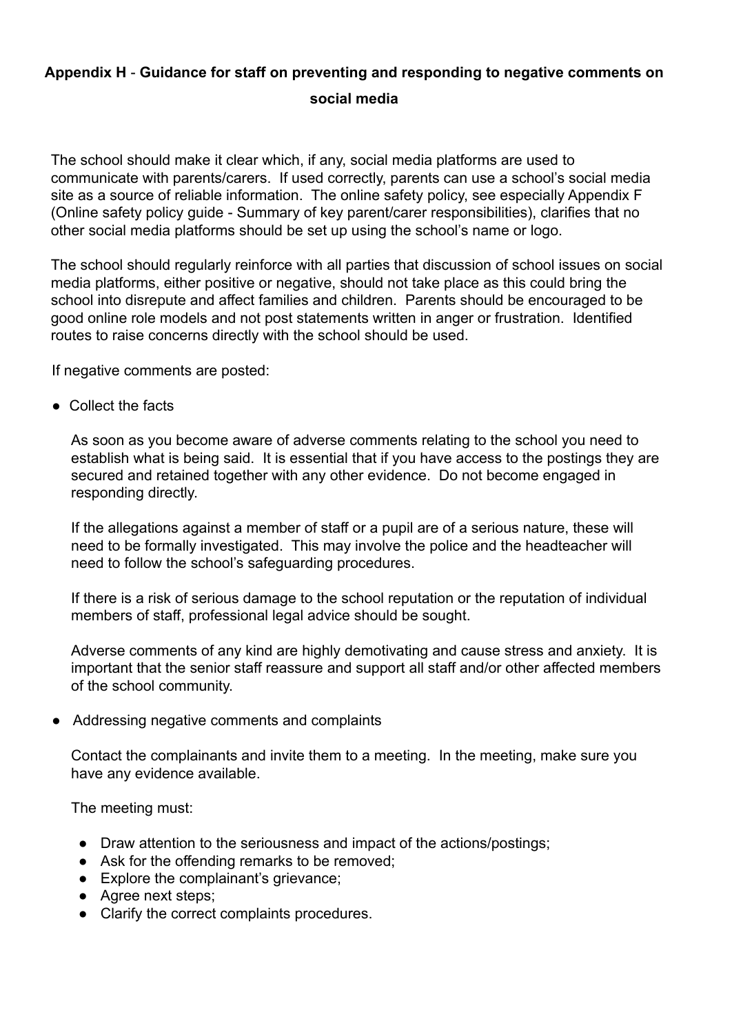## Appendix H - Guidance for staff on preventing and responding to negative comments on social media

The school should make it clear which, if any, social media platforms are used to communicate with parents/carers. If used correctly, parents can use a school's social media site as a source of reliable information. The online safety policy, see especially Appendix F (Online safety policy guide - Summary of key parent/carer responsibilities), clarifies that no other social media platforms should be set up using the school's name or logo.

The school should regularly reinforce with all parties that discussion of school issues on social media platforms, either positive or negative, should not take place as this could bring the school into disrepute and affect families and children. Parents should be encouraged to be good online role models and not post statements written in anger or frustration. Identified routes to raise concerns directly with the school should be used.

If negative comments are posted:

- Collect the facts

  As soon as you become aware of adverse comments relating to the school you need to establish what is being said. It is essential that if you have access to the postings they are secured and retained together with any other evidence. Do not become engaged in responding directly.

  If the allegations against a member of staff or a pupil are of a serious nature, these will need to be formally investigated. This may involve the police and the headteacher will need to follow the school's safeguarding procedures.

  If there is a risk of serious damage to the school reputation or the reputation of individual members of staff, professional legal advice should be sought.

  Adverse comments of any kind are highly demotivating and cause stress and anxiety. It is important that the senior staff reassure and support all staff and/or other affected members of the school community.

- Addressing negative comments and complaints

  Contact the complainants and invite them to a meeting. In the meeting, make sure you have any evidence available.

  The meeting must:

  - Draw attention to the seriousness and impact of the actions/postings;
  - Ask for the offending remarks to be removed;
  - Explore the complainant's grievance;
  - Agree next steps;
  - Clarify the correct complaints procedures.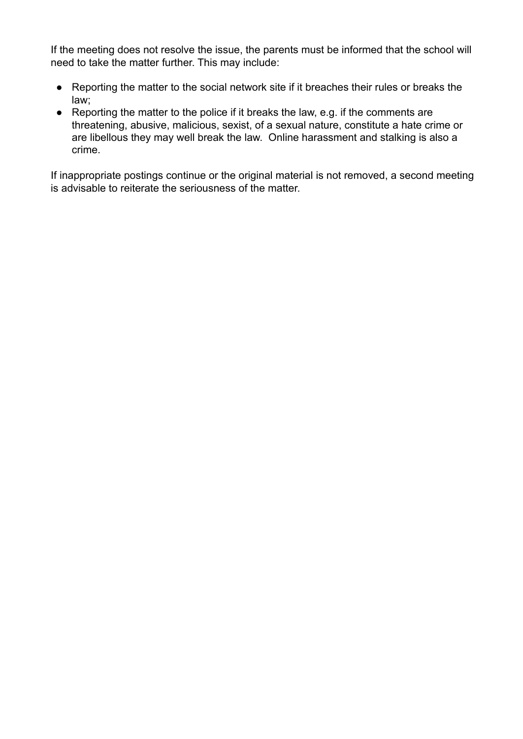If the meeting does not resolve the issue, the parents must be informed that the school will need to take the matter further. This may include:

- Reporting the matter to the social network site if it breaches their rules or breaks the law;
- Reporting the matter to the police if it breaks the law, e.g. if the comments are threatening, abusive, malicious, sexist, of a sexual nature, constitute a hate crime or are libellous they may well break the law. Online harassment and stalking is also a crime.

If inappropriate postings continue or the original material is not removed, a second meeting is advisable to reiterate the seriousness of the matter.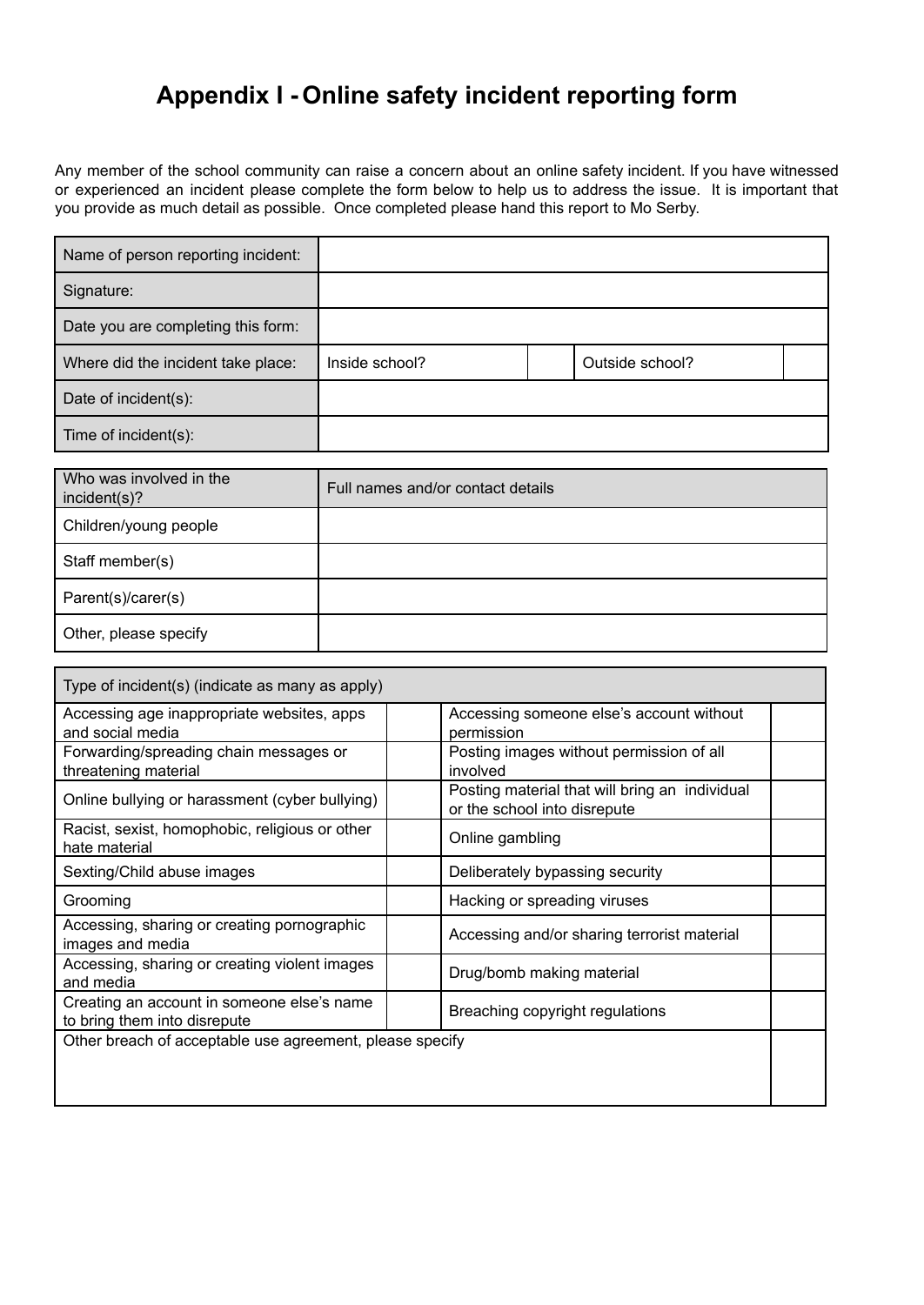# Appendix I - Online safety incident reporting form

Any member of the school community can raise a concern about an online safety incident. If you have witnessed or experienced an incident please complete the form below to help us to address the issue. It is important that you provide as much detail as possible. Once completed please hand this report to Mo Serby.

| Name of person reporting incident: | | | | |
|---|---|---|---|---|
| Signature: | | | | |
| Date you are completing this form: | | | | |
| Where did the incident take place: | Inside school? | | Outside school? | |
| Date of incident(s): | | | | |
| Time of incident(s): | | | | |

| Who was involved in the incident(s)? | Full names and/or contact details |
|---|---|
| Children/young people | |
| Staff member(s) | |
| Parent(s)/carer(s) | |
| Other, please specify | |

| Type of incident(s) (indicate as many as apply) | | | |
|---|---|---|---|
| Accessing age inappropriate websites, apps and social media | | Accessing someone else's account without permission | |
| Forwarding/spreading chain messages or threatening material | | Posting images without permission of all involved | |
| Online bullying or harassment (cyber bullying) | | Posting material that will bring an individual or the school into disrepute | |
| Racist, sexist, homophobic, religious or other hate material | | Online gambling | |
| Sexting/Child abuse images | | Deliberately bypassing security | |
| Grooming | | Hacking or spreading viruses | |
| Accessing, sharing or creating pornographic images and media | | Accessing and/or sharing terrorist material | |
| Accessing, sharing or creating violent images and media | | Drug/bomb making material | |
| Creating an account in someone else's name to bring them into disrepute | | Breaching copyright regulations | |
| Other breach of acceptable use agreement, please specify | | | |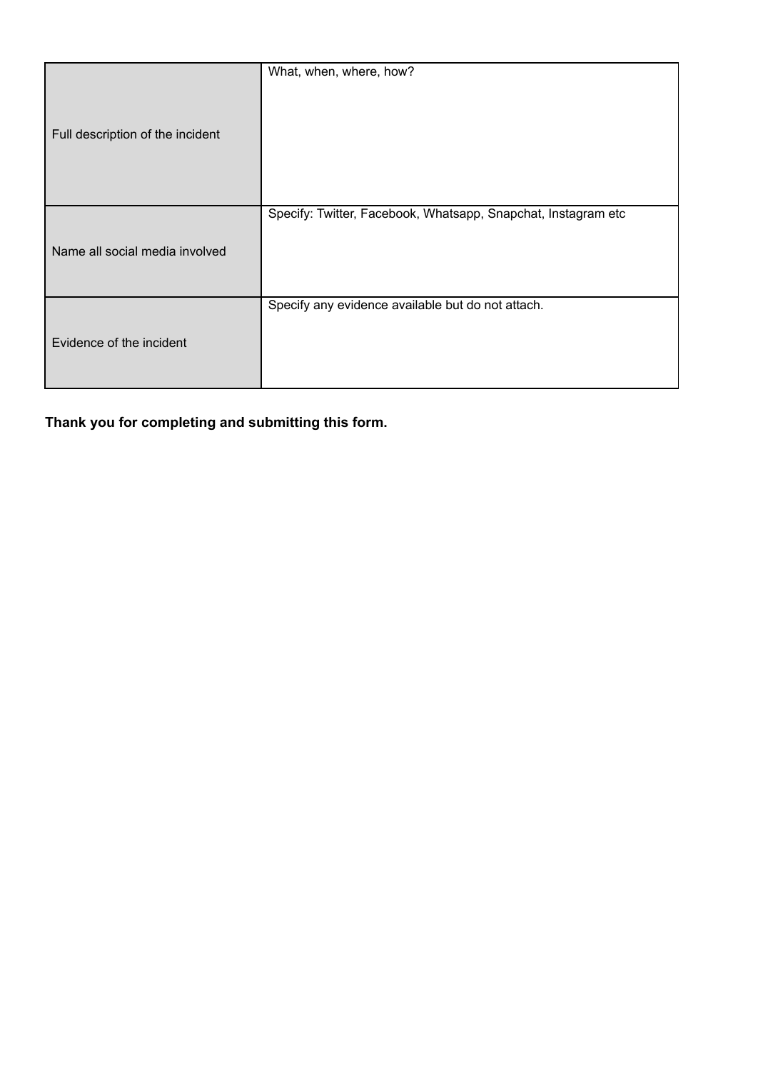| | |
|---|---|
| Full description of the incident | What, when, where, how? |
| Name all social media involved | Specify: Twitter, Facebook, Whatsapp, Snapchat, Instagram etc |
| Evidence of the incident | Specify any evidence available but do not attach. |

**Thank you for completing and submitting this form.**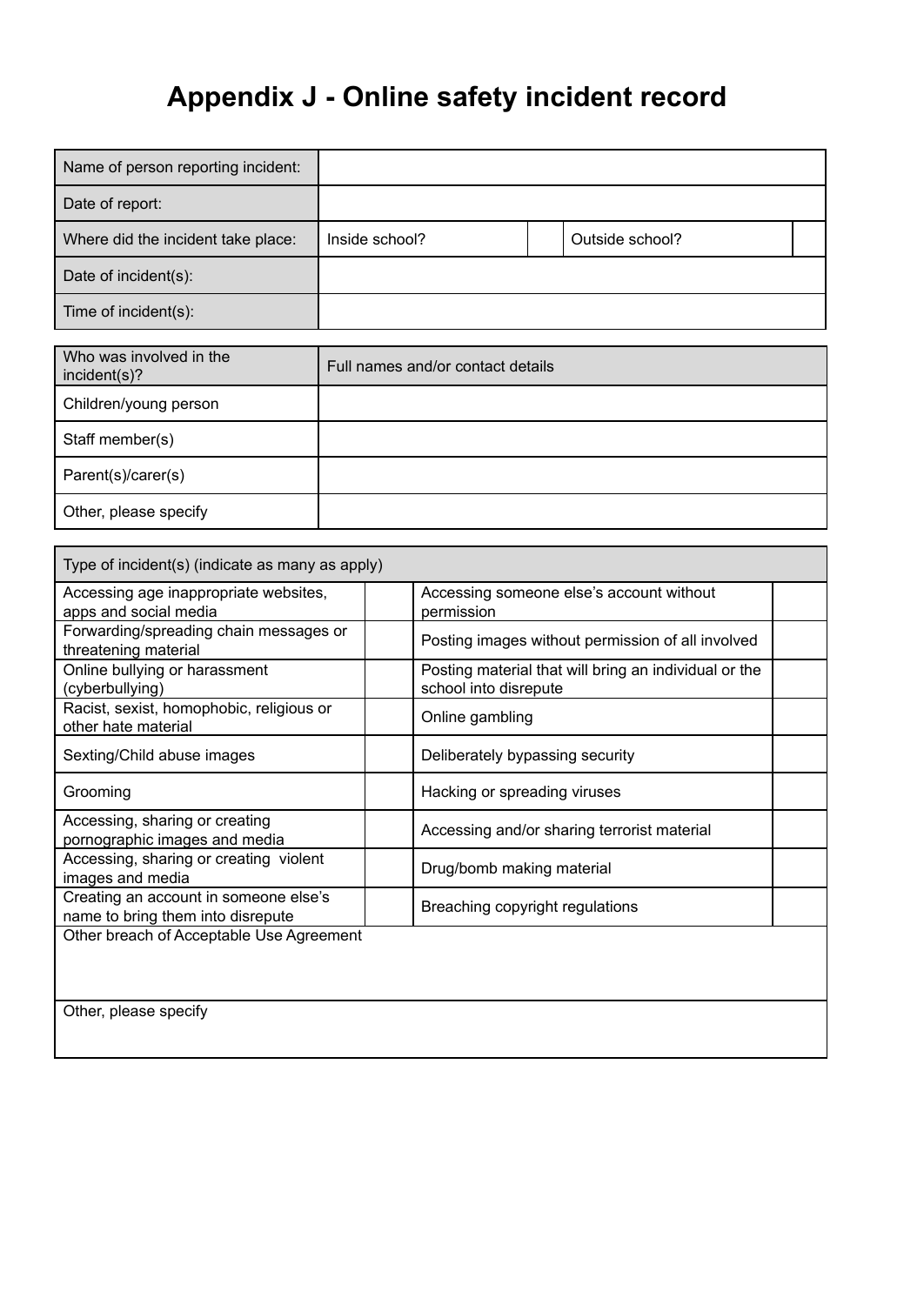# Appendix J - Online safety incident record

| Name of person reporting incident: | | | | |
|---|---|---|---|---|
| Date of report: | | | | |
| Where did the incident take place: | Inside school? | | Outside school? | |
| Date of incident(s): | | | | |
| Time of incident(s): | | | | |

| Who was involved in the incident(s)? | Full names and/or contact details |
|---|---|
| Children/young person | |
| Staff member(s) | |
| Parent(s)/carer(s) | |
| Other, please specify | |

| Type of incident(s) (indicate as many as apply) | | | |
|---|---|---|---|
| Accessing age inappropriate websites, apps and social media | | Accessing someone else's account without permission | |
| Forwarding/spreading chain messages or threatening material | | Posting images without permission of all involved | |
| Online bullying or harassment (cyberbullying) | | Posting material that will bring an individual or the school into disrepute | |
| Racist, sexist, homophobic, religious or other hate material | | Online gambling | |
| Sexting/Child abuse images | | Deliberately bypassing security | |
| Grooming | | Hacking or spreading viruses | |
| Accessing, sharing or creating pornographic images and media | | Accessing and/or sharing terrorist material | |
| Accessing, sharing or creating violent images and media | | Drug/bomb making material | |
| Creating an account in someone else's name to bring them into disrepute | | Breaching copyright regulations | |
| Other breach of Acceptable Use Agreement | | | |
| Other, please specify | | | |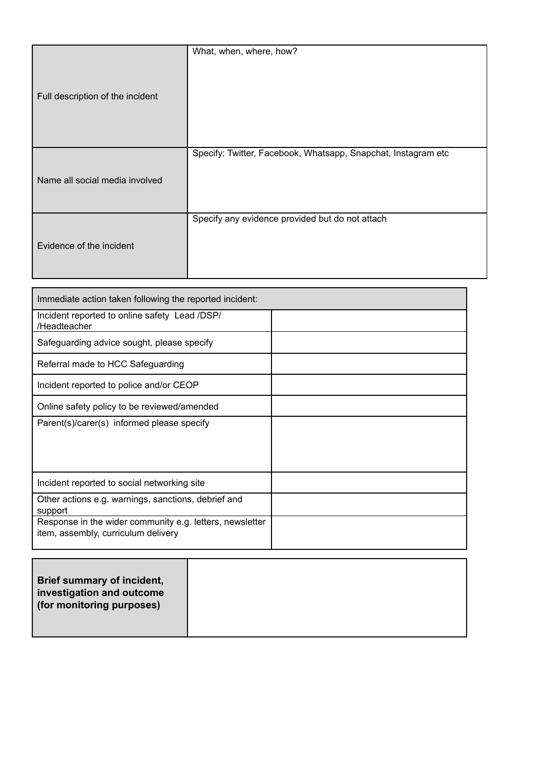| | |
|---|---|
| Full description of the incident | What, when, where, how? |
| Name all social media involved | Specify: Twitter, Facebook, Whatsapp, Snapchat, Instagram etc |
| Evidence of the incident | Specify any evidence provided but do not attach |

| Immediate action taken following the reported incident: | |
|---|---|
| Incident reported to online safety Lead /DSP/ /Headteacher | |
| Safeguarding advice sought, please specify | |
| Referral made to HCC Safeguarding | |
| Incident reported to police and/or CEOP | |
| Online safety policy to be reviewed/amended | |
| Parent(s)/carer(s) informed please specify | |
| Incident reported to social networking site | |
| Other actions e.g. warnings, sanctions, debrief and support | |
| Response in the wider community e.g. letters, newsletter item, assembly, curriculum delivery | |

| | |
|---|---|
| **Brief summary of incident, investigation and outcome (for monitoring purposes)** | |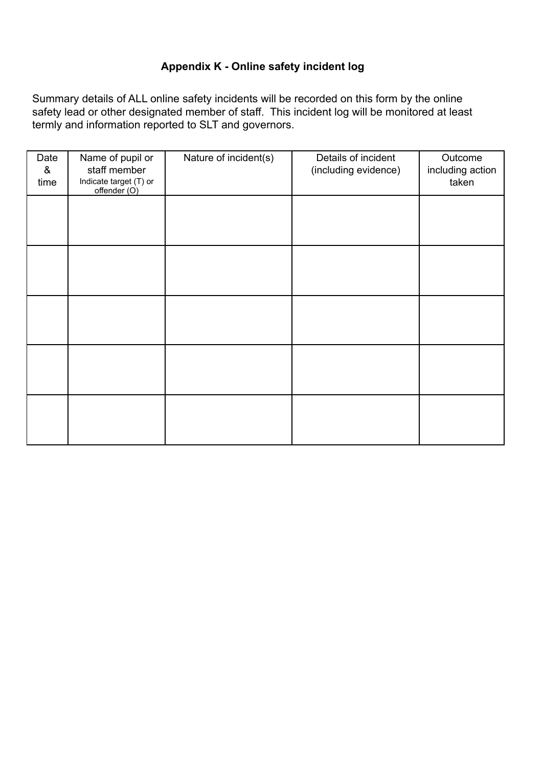### Appendix K - Online safety incident log

Summary details of ALL online safety incidents will be recorded on this form by the online safety lead or other designated member of staff. This incident log will be monitored at least termly and information reported to SLT and governors.

| Date & time | Name of pupil or staff member<br>Indicate target (T) or offender (O) | Nature of incident(s) | Details of incident (including evidence) | Outcome including action taken |
|---|---|---|---|---|
| | | | | |
| | | | | |
| | | | | |
| | | | | |
| | | | | |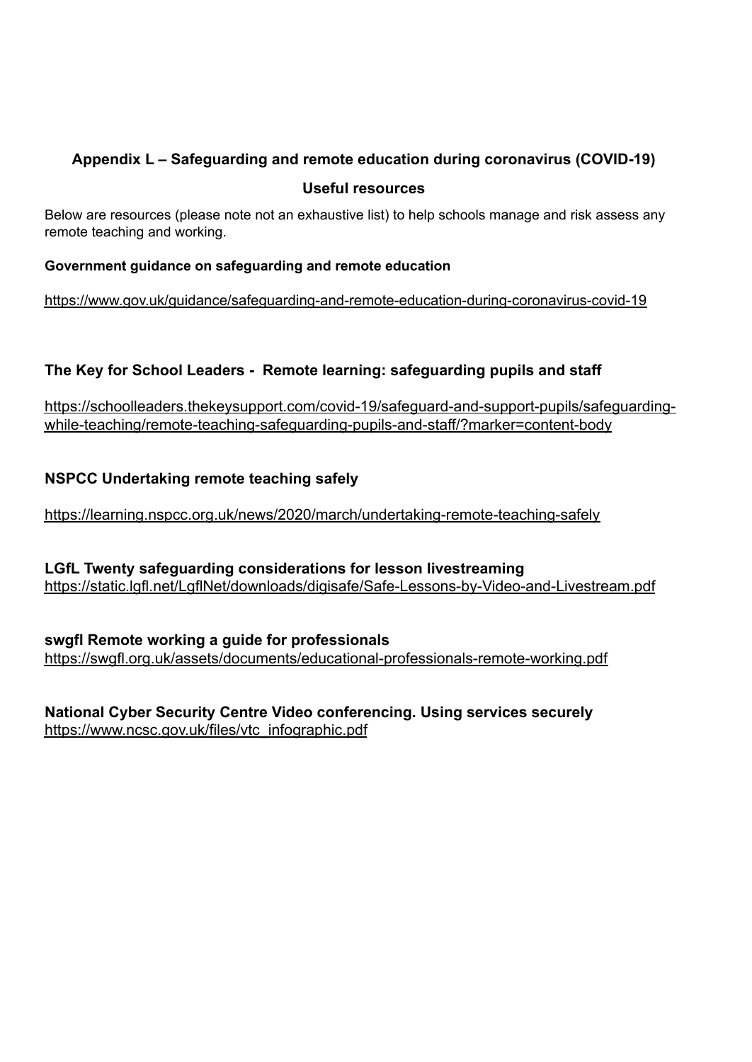## Appendix L – Safeguarding and remote education during coronavirus (COVID-19)

### Useful resources

Below are resources (please note not an exhaustive list) to help schools manage and risk assess any remote teaching and working.

**Government guidance on safeguarding and remote education**

https://www.gov.uk/guidance/safeguarding-and-remote-education-during-coronavirus-covid-19

**The Key for School Leaders - Remote learning: safeguarding pupils and staff**

https://schoolleaders.thekeysupport.com/covid-19/safeguard-and-support-pupils/safeguarding-while-teaching/remote-teaching-safeguarding-pupils-and-staff/?marker=content-body

**NSPCC Undertaking remote teaching safely**

https://learning.nspcc.org.uk/news/2020/march/undertaking-remote-teaching-safely

**LGfL Twenty safeguarding considerations for lesson livestreaming**
https://static.lgfl.net/LgflNet/downloads/digisafe/Safe-Lessons-by-Video-and-Livestream.pdf

**swgfl Remote working a guide for professionals**
https://swgfl.org.uk/assets/documents/educational-professionals-remote-working.pdf

**National Cyber Security Centre Video conferencing. Using services securely**
https://www.ncsc.gov.uk/files/vtc_infographic.pdf